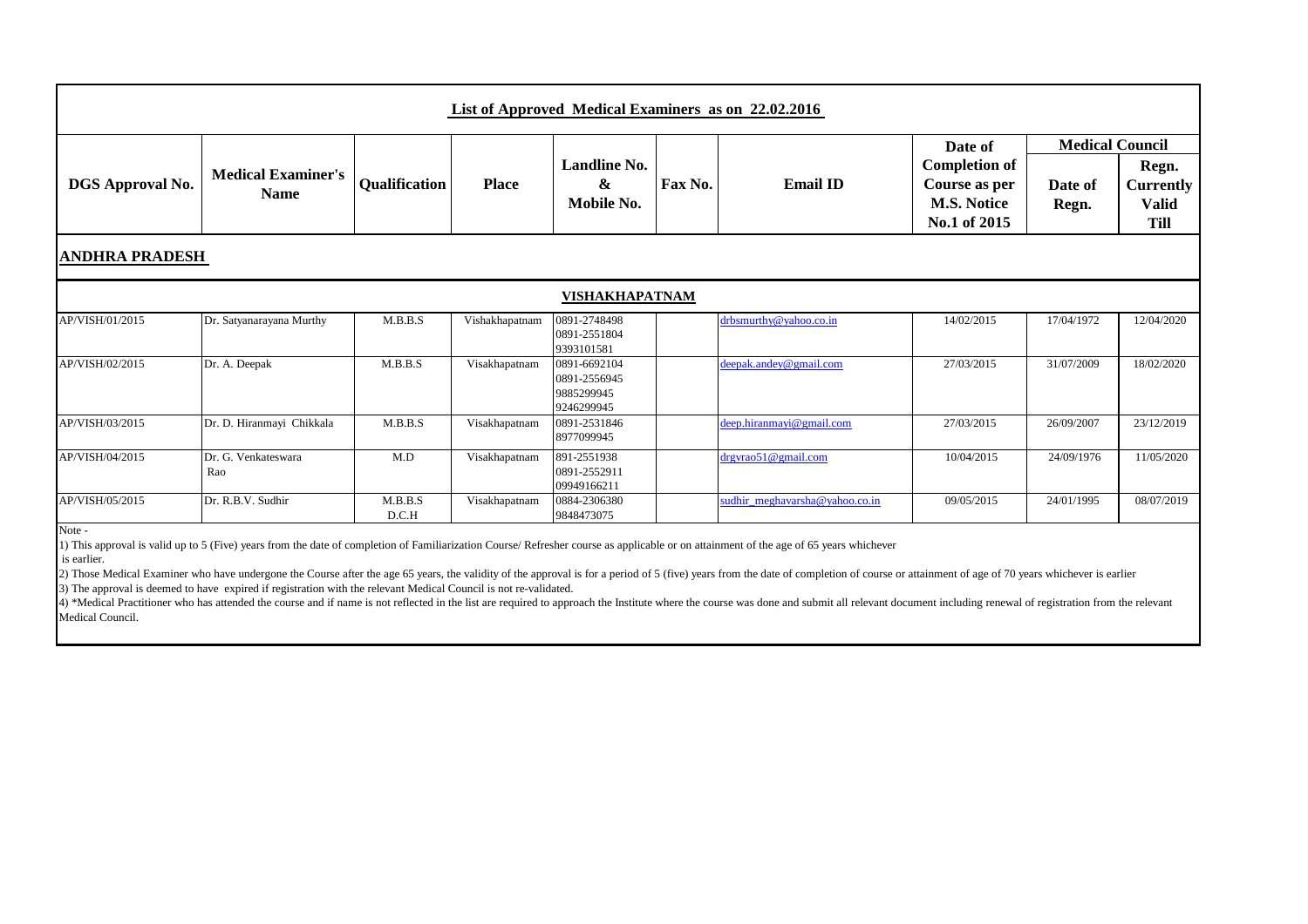## List of Approved Medical Examiners as on 22.02.2016

| DGS Approval No. | Medical Examiner's Name | Qualification | Place | Landline No. & Mobile No. | Fax No. | Email ID | Date of Completion of Course as per M.S. Notice No.1 of 2015 | Medical Council | |
|---|---|---|---|---|---|---|---|---|---|
| | | | | | | | | Date of Regn. | Regn. Currently Valid Till |
| **ANDHRA PRADESH** | | | | | | | | | |
| | | | | **VISHAKHAPATNAM** | | | | | |
| AP/VISH/01/2015 | Dr. Satyanarayana Murthy | M.B.B.S | Vishakhapatnam | 0891-2748498<br>0891-2551804<br>9393101581 | | drbsmurthy@yahoo.co.in | 14/02/2015 | 17/04/1972 | 12/04/2020 |
| AP/VISH/02/2015 | Dr. A. Deepak | M.B.B.S | Visakhapatnam | 0891-6692104<br>0891-2556945<br>9885299945<br>9246299945 | | deepak.andey@gmail.com | 27/03/2015 | 31/07/2009 | 18/02/2020 |
| AP/VISH/03/2015 | Dr. D. Hiranmayi Chikkala | M.B.B.S | Visakhapatnam | 0891-2531846<br>8977099945 | | deep.hiranmayi@gmail.com | 27/03/2015 | 26/09/2007 | 23/12/2019 |
| AP/VISH/04/2015 | Dr. G. Venkateswara Rao | M.D | Visakhapatnam | 891-2551938<br>0891-2552911<br>09949166211 | | drgvrao51@gmail.com | 10/04/2015 | 24/09/1976 | 11/05/2020 |
| AP/VISH/05/2015 | Dr. R.B.V. Sudhir | M.B.B.S<br>D.C.H | Visakhapatnam | 0884-2306380<br>9848473075 | | sudhir_meghavarsha@yahoo.co.in | 09/05/2015 | 24/01/1995 | 08/07/2019 |

Note -

1) This approval is valid up to 5 (Five) years from the date of completion of Familiarization Course/ Refresher course as applicable or on attainment of the age of 65 years whichever is earlier.

2) Those Medical Examiner who have undergone the Course after the age 65 years, the validity of the approval is for a period of 5 (five) years from the date of completion of course or attainment of age of 70 years whichever is earlier

3) The approval is deemed to have expired if registration with the relevant Medical Council is not re-validated.

4) *Medical Practitioner who has attended the course and if name is not reflected in the list are required to approach the Institute where the course was done and submit all relevant document including renewal of registration from the relevant Medical Council.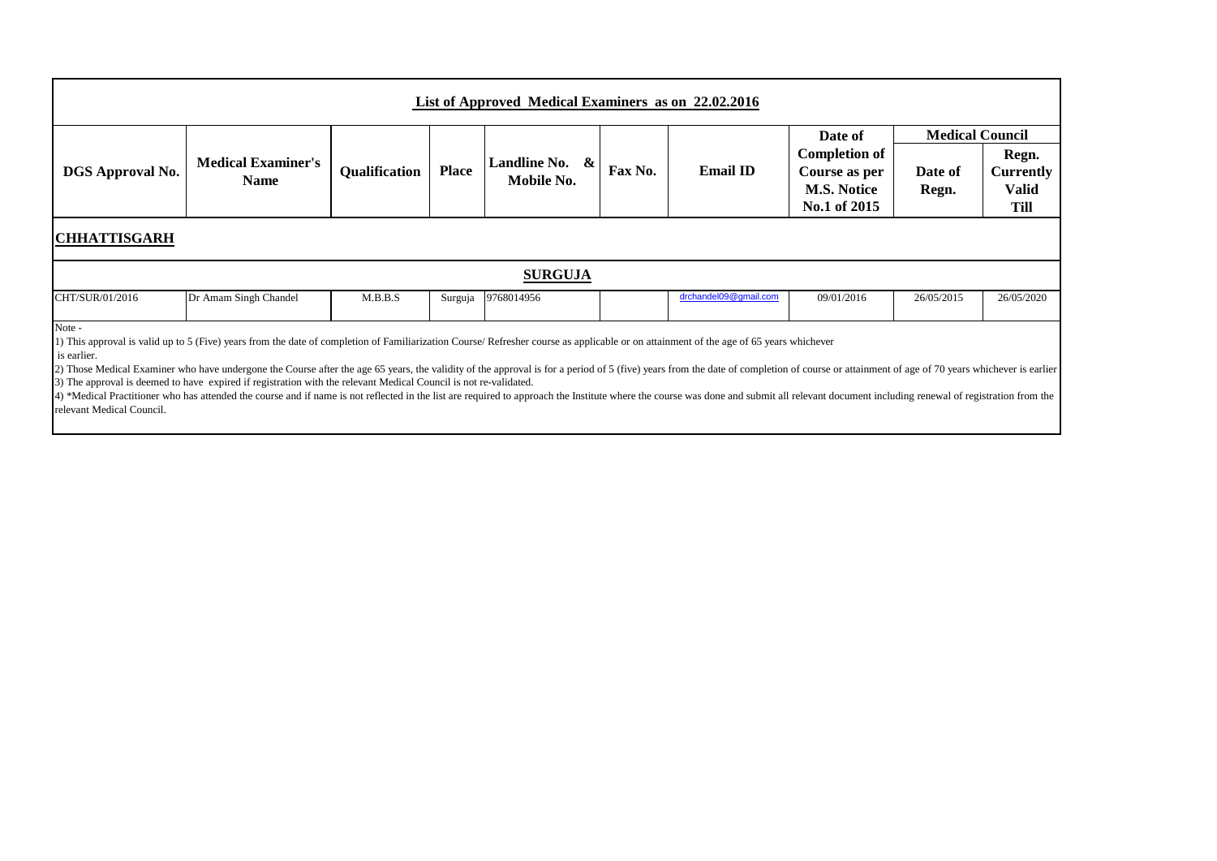# List of Approved Medical Examiners as on 22.02.2016

| DGS Approval No. | Medical Examiner's Name | Qualification | Place | Landline No. & Mobile No. | Fax No. | Email ID | Date of Completion of Course as per M.S. Notice No.1 of 2015 | Medical Council | |
|---|---|---|---|---|---|---|---|---|---|
| | | | | | | | | Date of Regn. | Regn. Currently Valid Till |
| **CHHATTISGARH** | | | | | | | | | |
| | | | | **SURGUJA** | | | | | |
| CHT/SUR/01/2016 | Dr Amam Singh Chandel | M.B.B.S | Surguja | 9768014956 | | drchandel09@gmail.com | 09/01/2016 | 26/05/2015 | 26/05/2020 |

Note -

1) This approval is valid up to 5 (Five) years from the date of completion of Familiarization Course/ Refresher course as applicable or on attainment of the age of 65 years whichever is earlier.

2) Those Medical Examiner who have undergone the Course after the age 65 years, the validity of the approval is for a period of 5 (five) years from the date of completion of course or attainment of age of 70 years whichever is earlier

3) The approval is deemed to have expired if registration with the relevant Medical Council is not re-validated.

4) *Medical Practitioner who has attended the course and if name is not reflected in the list are required to approach the Institute where the course was done and submit all relevant document including renewal of registration from the relevant Medical Council.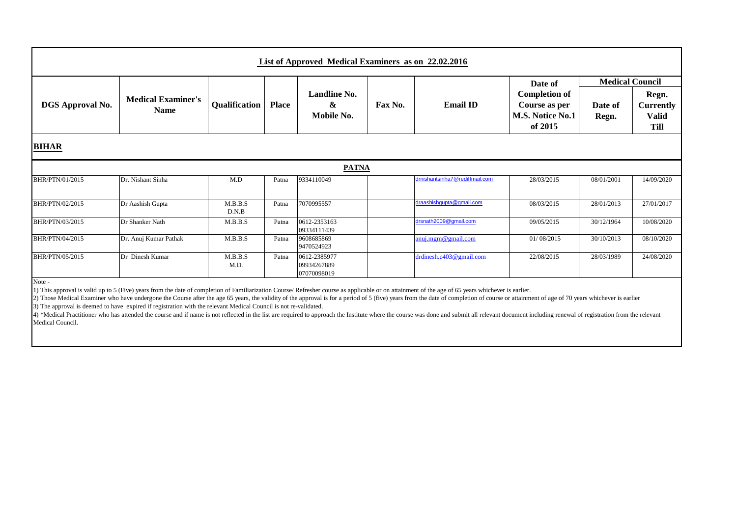## List of Approved Medical Examiners as on 22.02.2016

| DGS Approval No. | Medical Examiner's Name | Qualification | Place | Landline No. & Mobile No. | Fax No. | Email ID | Date of Completion of Course as per M.S. Notice No.1 of 2015 | Medical Council | |
|---|---|---|---|---|---|---|---|---|---|
| | | | | | | | | Date of Regn. | Regn. Currently Valid Till |

## BIHAR

### PATNA

| DGS Approval No. | Medical Examiner's Name | Qualification | Place | Landline No. & Mobile No. | Fax No. | Email ID | Date of Completion of Course as per M.S. Notice No.1 of 2015 | Date of Regn. | Regn. Currently Valid Till |
|---|---|---|---|---|---|---|---|---|---|
| BHR/PTN/01/2015 | Dr. Nishant Sinha | M.D | Patna | 9334110049 | | drnishantsinha7@rediffmail.com | 28/03/2015 | 08/01/2001 | 14/09/2020 |
| BHR/PTN/02/2015 | Dr Aashish Gupta | M.B.B.S D.N.B | Patna | 7070995557 | | draashishgupta@gmail.com | 08/03/2015 | 28/01/2013 | 27/01/2017 |
| BHR/PTN/03/2015 | Dr Shanker Nath | M.B.B.S | Patna | 0612-2353163 09334111439 | | drsnath2009@gmail.com | 09/05/2015 | 30/12/1964 | 10/08/2020 |
| BHR/PTN/04/2015 | Dr. Anuj Kumar Pathak | M.B.B.S | Patna | 9608685869 9470524923 | | anuj.mgm@gmail.com | 01/ 08/2015 | 30/10/2013 | 08/10/2020 |
| BHR/PTN/05/2015 | Dr Dinesh Kumar | M.B.B.S M.D. | Patna | 0612-2385977 09934267889 07070098019 | | drdinesh.c403@gmail.com | 22/08/2015 | 28/03/1989 | 24/08/2020 |

Note -

1) This approval is valid up to 5 (Five) years from the date of completion of Familiarization Course/ Refresher course as applicable or on attainment of the age of 65 years whichever is earlier.

2) Those Medical Examiner who have undergone the Course after the age 65 years, the validity of the approval is for a period of 5 (five) years from the date of completion of course or attainment of age of 70 years whichever is earlier

3) The approval is deemed to have expired if registration with the relevant Medical Council is not re-validated.

4) *Medical Practitioner who has attended the course and if name is not reflected in the list are required to approach the Institute where the course was done and submit all relevant document including renewal of registration from the relevant Medical Council.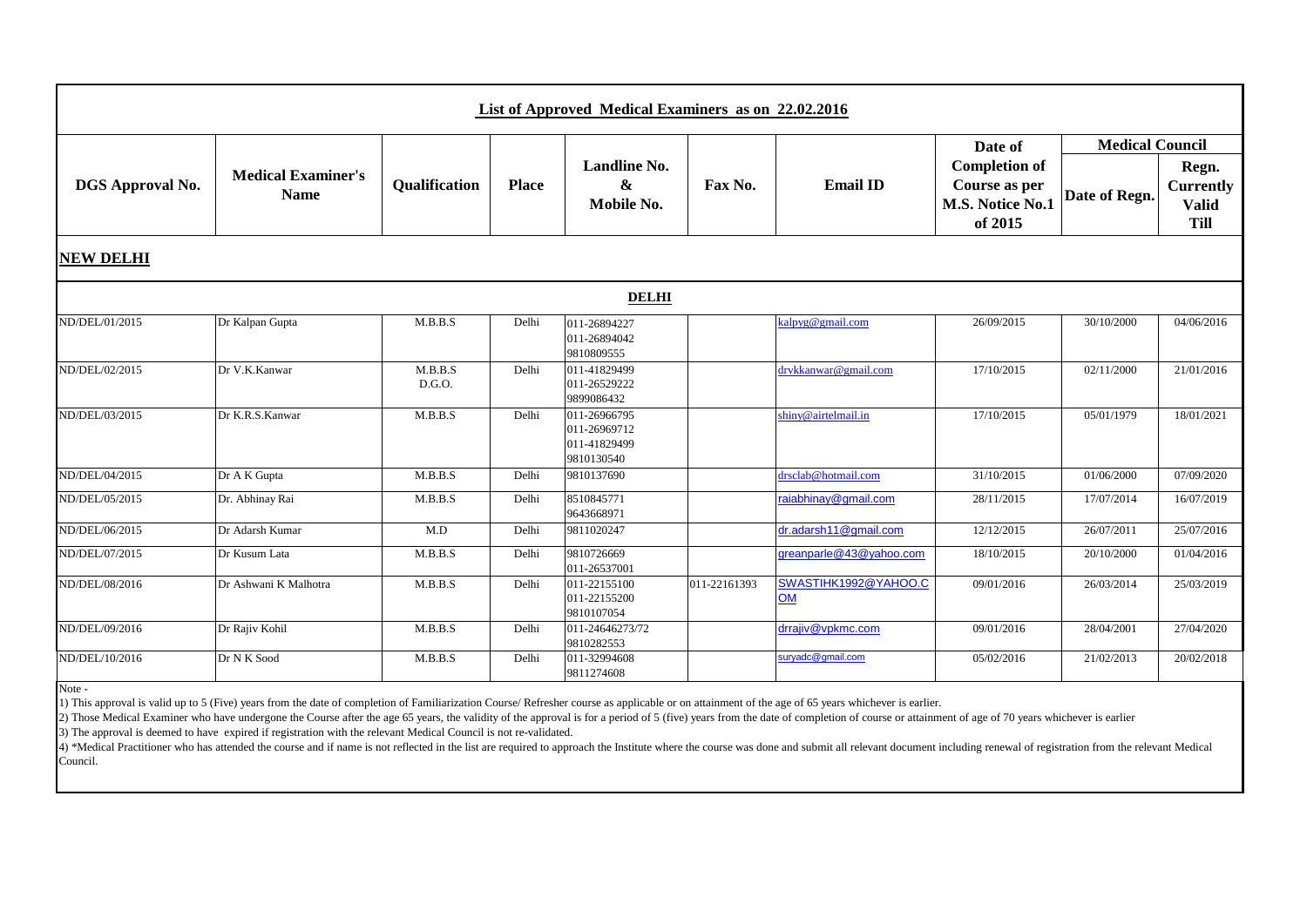## List of Approved Medical Examiners as on 22.02.2016

| DGS Approval No. | Medical Examiner's Name | Qualification | Place | Landline No. & Mobile No. | Fax No. | Email ID | Date of Completion of Course as per M.S. Notice No.1 of 2015 | Medical Council | |
|---|---|---|---|---|---|---|---|---|---|
| | | | | | | | | Date of Regn. | Regn. Currently Valid Till |
| **NEW DELHI** | | | | | | | | | |
| | | | | **DELHI** | | | | | |
| ND/DEL/01/2015 | Dr Kalpan Gupta | M.B.B.S | Delhi | 011-26894227<br>011-26894042<br>9810809555 | | kalpyg@gmail.com | 26/09/2015 | 30/10/2000 | 04/06/2016 |
| ND/DEL/02/2015 | Dr V.K.Kanwar | M.B.B.S<br>D.G.O. | Delhi | 011-41829499<br>011-26529222<br>9899086432 | | drvkkanwar@gmail.com | 17/10/2015 | 02/11/2000 | 21/01/2016 |
| ND/DEL/03/2015 | Dr K.R.S.Kanwar | M.B.B.S | Delhi | 011-26966795<br>011-26969712<br>011-41829499<br>9810130540 | | shiny@airtelmail.in | 17/10/2015 | 05/01/1979 | 18/01/2021 |
| ND/DEL/04/2015 | Dr A K Gupta | M.B.B.S | Delhi | 9810137690 | | drsclab@hotmail.com | 31/10/2015 | 01/06/2000 | 07/09/2020 |
| ND/DEL/05/2015 | Dr. Abhinay Rai | M.B.B.S | Delhi | 8510845771<br>9643668971 | | raiabhinay@gmail.com | 28/11/2015 | 17/07/2014 | 16/07/2019 |
| ND/DEL/06/2015 | Dr Adarsh Kumar | M.D | Delhi | 9811020247 | | dr.adarsh11@gmail.com | 12/12/2015 | 26/07/2011 | 25/07/2016 |
| ND/DEL/07/2015 | Dr Kusum Lata | M.B.B.S | Delhi | 9810726669<br>011-26537001 | | greanparle@43@yahoo.com | 18/10/2015 | 20/10/2000 | 01/04/2016 |
| ND/DEL/08/2016 | Dr Ashwani K Malhotra | M.B.B.S | Delhi | 011-22155100<br>011-22155200<br>9810107054 | 011-22161393 | SWASTIHK1992@YAHOO.COM | 09/01/2016 | 26/03/2014 | 25/03/2019 |
| ND/DEL/09/2016 | Dr Rajiv Kohil | M.B.B.S | Delhi | 011-24646273/72<br>9810282553 | | drrajiv@vpkmc.com | 09/01/2016 | 28/04/2001 | 27/04/2020 |
| ND/DEL/10/2016 | Dr N K Sood | M.B.B.S | Delhi | 011-32994608<br>9811274608 | | suryadc@gmail.com | 05/02/2016 | 21/02/2013 | 20/02/2018 |

Note -

1) This approval is valid up to 5 (Five) years from the date of completion of Familiarization Course/ Refresher course as applicable or on attainment of the age of 65 years whichever is earlier.

2) Those Medical Examiner who have undergone the Course after the age 65 years, the validity of the approval is for a period of 5 (five) years from the date of completion of course or attainment of age of 70 years whichever is earlier

3) The approval is deemed to have expired if registration with the relevant Medical Council is not re-validated.

4) *Medical Practitioner who has attended the course and if name is not reflected in the list are required to approach the Institute where the course was done and submit all relevant document including renewal of registration from the relevant Medical Council.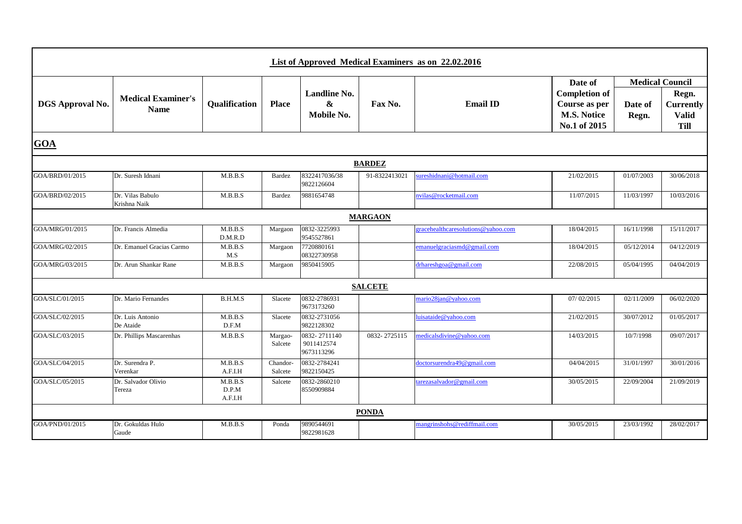## List of Approved Medical Examiners as on 22.02.2016

| DGS Approval No. | Medical Examiner's Name | Qualification | Place | Landline No. & Mobile No. | Fax No. | Email ID | Date of Completion of Course as per M.S. Notice No.1 of 2015 | Medical Council | |
|---|---|---|---|---|---|---|---|---|---|
| | | | | | | | | Date of Regn. | Regn. Currently Valid Till |

## GOA

| DGS Approval No. | Medical Examiner's Name | Qualification | Place | Landline No. & Mobile No. | Fax No. | Email ID | Date of Completion of Course as per M.S. Notice No.1 of 2015 | Date of Regn. | Regn. Currently Valid Till |
|---|---|---|---|---|---|---|---|---|---|
| | | | | | **BARDEZ** | | | | |
| GOA/BRD/01/2015 | Dr. Suresh Idnani | M.B.B.S | Bardez | 8322417036/38 9822126604 | 91-8322413021 | sureshidnani@hotmail.com | 21/02/2015 | 01/07/2003 | 30/06/2018 |
| GOA/BRD/02/2015 | Dr. Vilas Babulo Krishna Naik | M.B.B.S | Bardez | 9881654748 | | nvilas@rocketmail.com | 11/07/2015 | 11/03/1997 | 10/03/2016 |
| | | | | | **MARGAON** | | | | |
| GOA/MRG/01/2015 | Dr. Francis Almedia | M.B.B.S D.M.R.D | Margaon | 0832-3225993 9545527861 | | gracehealthcaresolutions@yahoo.com | 18/04/2015 | 16/11/1998 | 15/11/2017 |
| GOA/MRG/02/2015 | Dr. Emanuel Gracias Carmo | M.B.B.S M.S | Margaon | 7720880161 08322730958 | | emanuelgraciasmd@gmail.com | 18/04/2015 | 05/12/2014 | 04/12/2019 |
| GOA/MRG/03/2015 | Dr. Arun Shankar Rane | M.B.B.S | Margaon | 9850415905 | | drhareshgoa@gmail.com | 22/08/2015 | 05/04/1995 | 04/04/2019 |
| | | | | | **SALCETE** | | | | |
| GOA/SLC/01/2015 | Dr. Mario Fernandes | B.H.M.S | Slacete | 0832-2786931 9673173260 | | mario28jan@yahoo.com | 07/ 02/2015 | 02/11/2009 | 06/02/2020 |
| GOA/SLC/02/2015 | Dr. Luis Antonio De Ataide | M.B.B.S D.F.M | Slacete | 0832-2731056 9822128302 | | luisataide@yahoo.com | 21/02/2015 | 30/07/2012 | 01/05/2017 |
| GOA/SLC/03/2015 | Dr. Phillips Mascarenhas | M.B.B.S | Margao-Salcete | 0832- 2711140 9011412574 9673113296 | 0832- 2725115 | medicalsdivine@yahoo.com | 14/03/2015 | 10/7/1998 | 09/07/2017 |
| GOA/SLC/04/2015 | Dr. Surendra P. Verenkar | M.B.B.S A.F.I.H | Chandor-Salcete | 0832-2784241 9822150425 | | doctorsurendra49@gmail.com | 04/04/2015 | 31/01/1997 | 30/01/2016 |
| GOA/SLC/05/2015 | Dr. Salvador Olivio Tereza | M.B.B.S D.P.M A.F.I.H | Salcete | 0832-2860210 8550909884 | | tarezasalvador@gmail.com | 30/05/2015 | 22/09/2004 | 21/09/2019 |
| | | | | | **PONDA** | | | | |
| GOA/PND/01/2015 | Dr. Gokuldas Hulo Gaude | M.B.B.S | Ponda | 9890544691 9822981628 | | mangrinshohs@rediffmail.com | 30/05/2015 | 23/03/1992 | 28/02/2017 |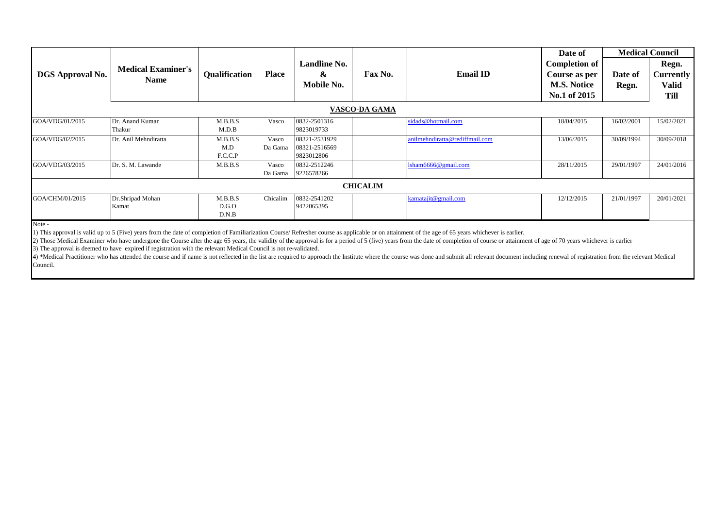| DGS Approval No. | Medical Examiner's Name | Qualification | Place | Landline No. & Mobile No. | Fax No. | Email ID | Date of Completion of Course as per M.S. Notice No.1 of 2015 | Medical Council | |
|---|---|---|---|---|---|---|---|---|---|
| | | | | | | | | Date of Regn. | Regn. Currently Valid Till |
| | | | | | **VASCO-DA GAMA** | | | | |
| GOA/VDG/01/2015 | Dr. Anand Kumar Thakur | M.B.B.S M.D.B | Vasco | 0832-2501316 9823019733 | | sidads@hotmail.com | 18/04/2015 | 16/02/2001 | 15/02/2021 |
| GOA/VDG/02/2015 | Dr. Anil Mehndiratta | M.B.B.S M.D F.C.C.P | Vasco Da Gama | 08321-2531929 08321-2516569 9823012806 | | anilmehndiratta@rediffmail.com | 13/06/2015 | 30/09/1994 | 30/09/2018 |
| GOA/VDG/03/2015 | Dr. S. M. Lawande | M.B.B.S | Vasco Da Gama | 0832-2512246 9226578266 | | lsham6666@gmail.com | 28/11/2015 | 29/01/1997 | 24/01/2016 |
| | | | | | **CHICALIM** | | | | |
| GOA/CHM/01/2015 | Dr.Shripad Mohan Kamat | M.B.B.S D.G.O D.N.B | Chicalim | 0832-2541202 9422065395 | | kamatajit@gmail.com | 12/12/2015 | 21/01/1997 | 20/01/2021 |

Note -

1) This approval is valid up to 5 (Five) years from the date of completion of Familiarization Course/ Refresher course as applicable or on attainment of the age of 65 years whichever is earlier.

2) Those Medical Examiner who have undergone the Course after the age 65 years, the validity of the approval is for a period of 5 (five) years from the date of completion of course or attainment of age of 70 years whichever is earlier

3) The approval is deemed to have expired if registration with the relevant Medical Council is not re-validated.

4) *Medical Practitioner who has attended the course and if name is not reflected in the list are required to approach the Institute where the course was done and submit all relevant document including renewal of registration from the relevant Medical Council.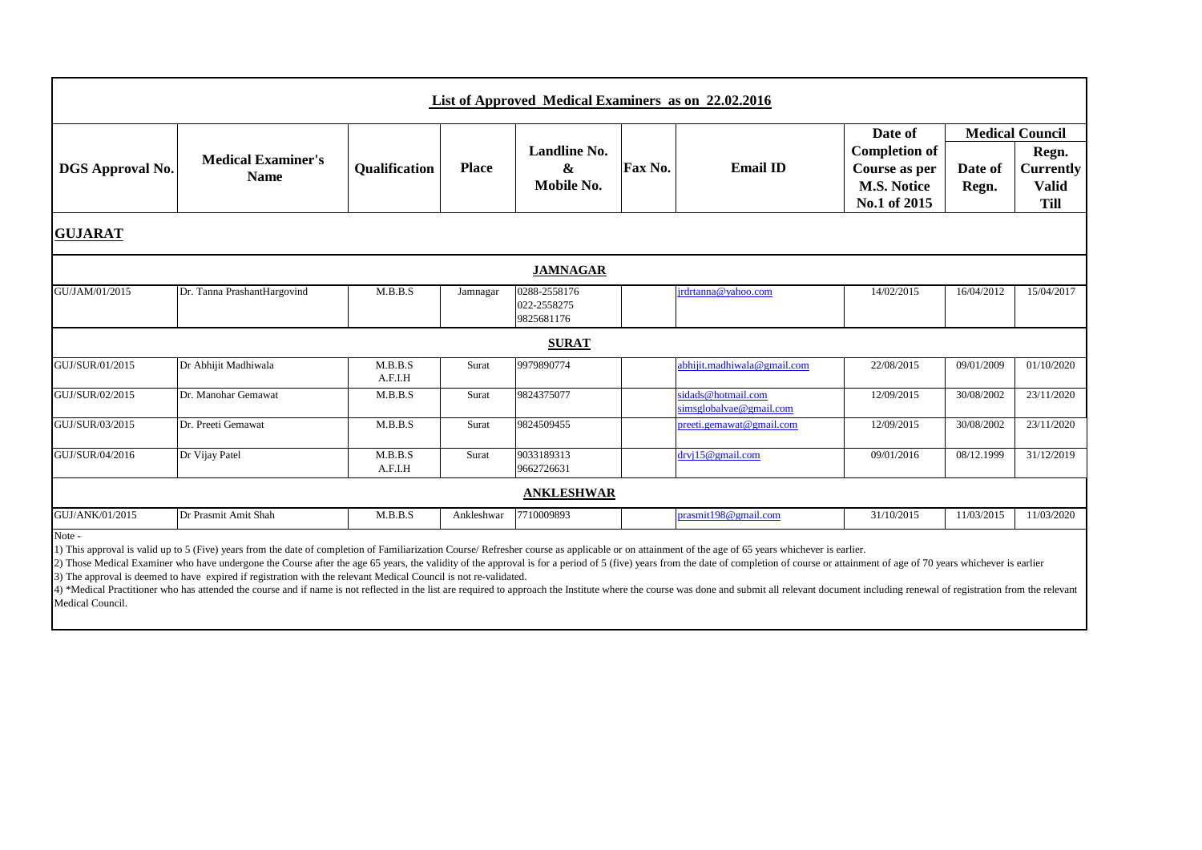## List of Approved Medical Examiners as on 22.02.2016

| DGS Approval No. | Medical Examiner's Name | Qualification | Place | Landline No. & Mobile No. | Fax No. | Email ID | Date of Completion of Course as per M.S. Notice No.1 of 2015 | Medical Council | |
|---|---|---|---|---|---|---|---|---|---|
| | | | | | | | | Date of Regn. | Regn. Currently Valid Till |
| **GUJARAT** | | | | | | | | | |
| | | | | **JAMNAGAR** | | | | | |
| GU/JAM/01/2015 | Dr. Tanna PrashantHargovind | M.B.B.S | Jamnagar | 0288-2558176 022-2558275 9825681176 | | jrdrtanna@yahoo.com | 14/02/2015 | 16/04/2012 | 15/04/2017 |
| | | | | **SURAT** | | | | | |
| GUJ/SUR/01/2015 | Dr Abhijit Madhiwala | M.B.B.S A.F.I.H | Surat | 9979890774 | | abhijit.madhiwala@gmail.com | 22/08/2015 | 09/01/2009 | 01/10/2020 |
| GUJ/SUR/02/2015 | Dr. Manohar Gemawat | M.B.B.S | Surat | 9824375077 | | sidads@hotmail.com simsglobalvae@gmail.com | 12/09/2015 | 30/08/2002 | 23/11/2020 |
| GUJ/SUR/03/2015 | Dr. Preeti Gemawat | M.B.B.S | Surat | 9824509455 | | preeti.gemawat@gmail.com | 12/09/2015 | 30/08/2002 | 23/11/2020 |
| GUJ/SUR/04/2016 | Dr Vijay Patel | M.B.B.S A.F.I.H | Surat | 9033189313 9662726631 | | drvj15@gmail.com | 09/01/2016 | 08/12.1999 | 31/12/2019 |
| | | | | **ANKLESHWAR** | | | | | |
| GUJ/ANK/01/2015 | Dr Prasmit Amit Shah | M.B.B.S | Ankleshwar | 7710009893 | | prasmit198@gmail.com | 31/10/2015 | 11/03/2015 | 11/03/2020 |

Note -

1) This approval is valid up to 5 (Five) years from the date of completion of Familiarization Course/ Refresher course as applicable or on attainment of the age of 65 years whichever is earlier.
2) Those Medical Examiner who have undergone the Course after the age 65 years, the validity of the approval is for a period of 5 (five) years from the date of completion of course or attainment of age of 70 years whichever is earlier
3) The approval is deemed to have expired if registration with the relevant Medical Council is not re-validated.
4) *Medical Practitioner who has attended the course and if name is not reflected in the list are required to approach the Institute where the course was done and submit all relevant document including renewal of registration from the relevant Medical Council.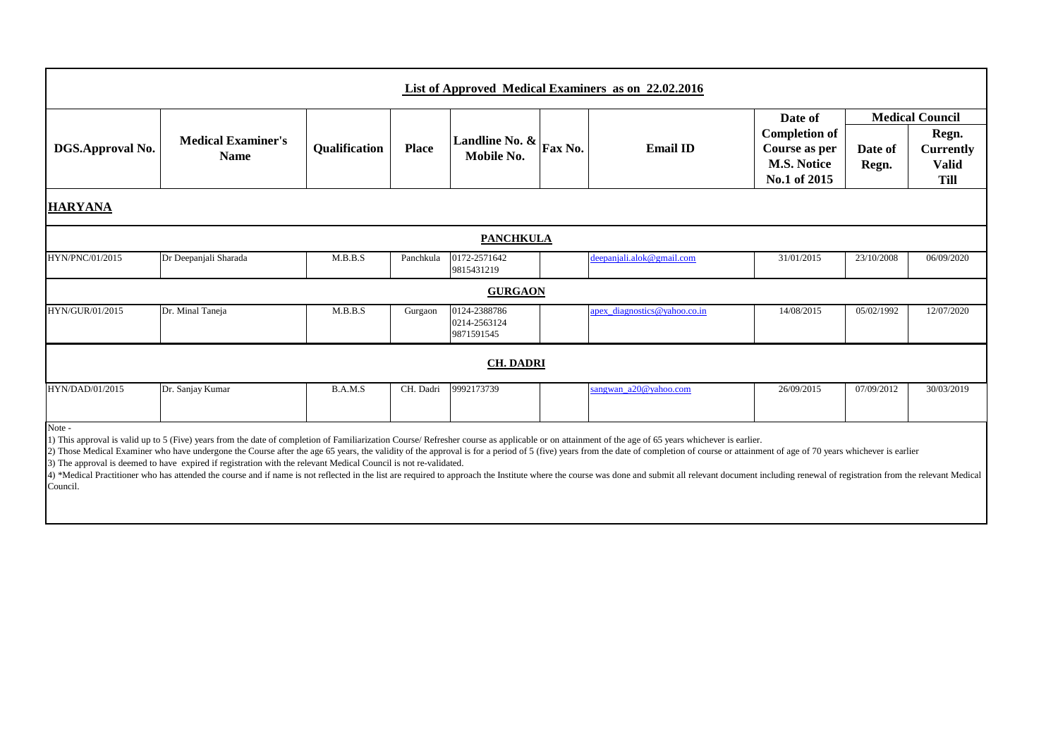**List of Approved Medical Examiners as on 22.02.2016**

| DGS.Approval No. | Medical Examiner's Name | Qualification | Place | Landline No. & Mobile No. | Fax No. | Email ID | Date of Completion of Course as per M.S. Notice No.1 of 2015 | Medical Council | |
|---|---|---|---|---|---|---|---|---|---|
| | | | | | | | | Date of Regn. | Regn. Currently Valid Till |
| **HARYANA** | | | | | | | | | |
| **PANCHKULA** | | | | | | | | | |
| HYN/PNC/01/2015 | Dr Deepanjali Sharada | M.B.B.S | Panchkula | 0172-2571642 9815431219 | | deepanjali.alok@gmail.com | 31/01/2015 | 23/10/2008 | 06/09/2020 |
| **GURGAON** | | | | | | | | | |
| HYN/GUR/01/2015 | Dr. Minal Taneja | M.B.B.S | Gurgaon | 0124-2388786 0214-2563124 9871591545 | | apex_diagnostics@yahoo.co.in | 14/08/2015 | 05/02/1992 | 12/07/2020 |
| **CH. DADRI** | | | | | | | | | |
| HYN/DAD/01/2015 | Dr. Sanjay Kumar | B.A.M.S | CH. Dadri | 9992173739 | | sangwan_a20@yahoo.com | 26/09/2015 | 07/09/2012 | 30/03/2019 |

Note -

1) This approval is valid up to 5 (Five) years from the date of completion of Familiarization Course/ Refresher course as applicable or on attainment of the age of 65 years whichever is earlier.

2) Those Medical Examiner who have undergone the Course after the age 65 years, the validity of the approval is for a period of 5 (five) years from the date of completion of course or attainment of age of 70 years whichever is earlier

3) The approval is deemed to have expired if registration with the relevant Medical Council is not re-validated.

4) *Medical Practitioner who has attended the course and if name is not reflected in the list are required to approach the Institute where the course was done and submit all relevant document including renewal of registration from the relevant Medical Council.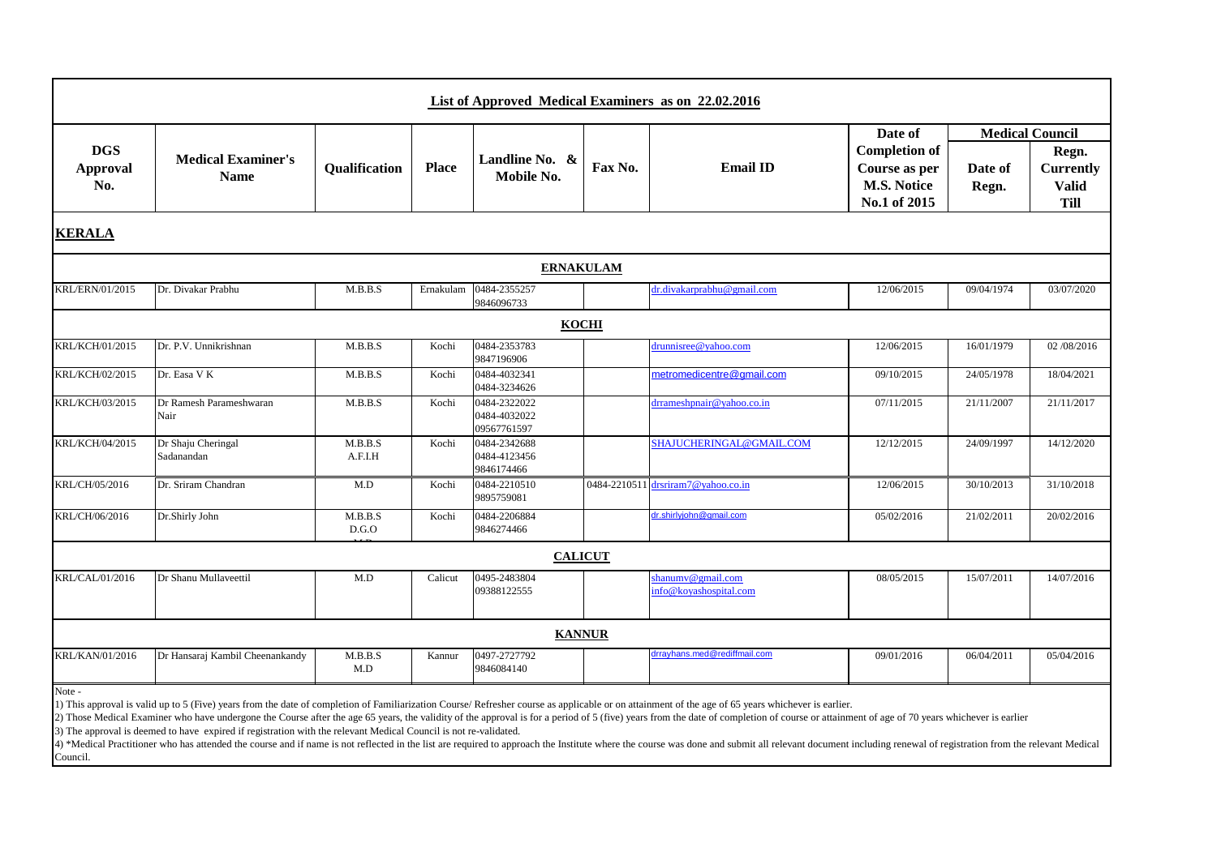| List of Approved Medical Examiners as on 22.02.2016 | | | | | | | | | |
|---|---|---|---|---|---|---|---|---|---|
| DGS Approval No. | Medical Examiner's Name | Qualification | Place | Landline No. & Mobile No. | Fax No. | Email ID | Date of Completion of Course as per M.S. Notice No.1 of 2015 | Medical Council | |
| | | | | | | | | Date of Regn. | Regn. Currently Valid Till |
| **KERALA** | | | | | | | | | |
| **ERNAKULAM** | | | | | | | | | |
| KRL/ERN/01/2015 | Dr. Divakar Prabhu | M.B.B.S | Ernakulam | 0484-2355257 9846096733 | | dr.divakarprabhu@gmail.com | 12/06/2015 | 09/04/1974 | 03/07/2020 |
| **KOCHI** | | | | | | | | | |
| KRL/KCH/01/2015 | Dr. P.V. Unnikrishnan | M.B.B.S | Kochi | 0484-2353783 9847196906 | | drunnisree@yahoo.com | 12/06/2015 | 16/01/1979 | 02 /08/2016 |
| KRL/KCH/02/2015 | Dr. Easa V K | M.B.B.S | Kochi | 0484-4032341 0484-3234626 | | metromedicentre@gmail.com | 09/10/2015 | 24/05/1978 | 18/04/2021 |
| KRL/KCH/03/2015 | Dr Ramesh Parameshwaran Nair | M.B.B.S | Kochi | 0484-2322022 0484-4032022 09567761597 | | drrameshpnair@yahoo.co.in | 07/11/2015 | 21/11/2007 | 21/11/2017 |
| KRL/KCH/04/2015 | Dr Shaju Cheringal Sadanandan | M.B.B.S A.F.I.H | Kochi | 0484-2342688 0484-4123456 9846174466 | | SHAJUCHERINGAL@GMAIL.COM | 12/12/2015 | 24/09/1997 | 14/12/2020 |
| KRL/CH/05/2016 | Dr. Sriram Chandran | M.D | Kochi | 0484-2210510 9895759081 | 0484-2210511 | drsriram7@yahoo.co.in | 12/06/2015 | 30/10/2013 | 31/10/2018 |
| KRL/CH/06/2016 | Dr.Shirly John | M.B.B.S D.G.O | Kochi | 0484-2206884 9846274466 | | dr.shirlyjohn@gmail.com | 05/02/2016 | 21/02/2011 | 20/02/2016 |
| **CALICUT** | | | | | | | | | |
| KRL/CAL/01/2016 | Dr Shanu Mullaveettil | M.D | Calicut | 0495-2483804 09388122555 | | shanumv@gmail.com info@koyashospital.com | 08/05/2015 | 15/07/2011 | 14/07/2016 |
| **KANNUR** | | | | | | | | | |
| KRL/KAN/01/2016 | Dr Hansaraj Kambil Cheenankandy | M.B.B.S M.D | Kannur | 0497-2727792 9846084140 | | drrayhans.med@rediffmail.com | 09/01/2016 | 06/04/2011 | 05/04/2016 |

Note -

1) This approval is valid up to 5 (Five) years from the date of completion of Familiarization Course/ Refresher course as applicable or on attainment of the age of 65 years whichever is earlier.

2) Those Medical Examiner who have undergone the Course after the age 65 years, the validity of the approval is for a period of 5 (five) years from the date of completion of course or attainment of age of 70 years whichever is earlier

3) The approval is deemed to have expired if registration with the relevant Medical Council is not re-validated.

4) *Medical Practitioner who has attended the course and if name is not reflected in the list are required to approach the Institute where the course was done and submit all relevant document including renewal of registration from the relevant Medical Council.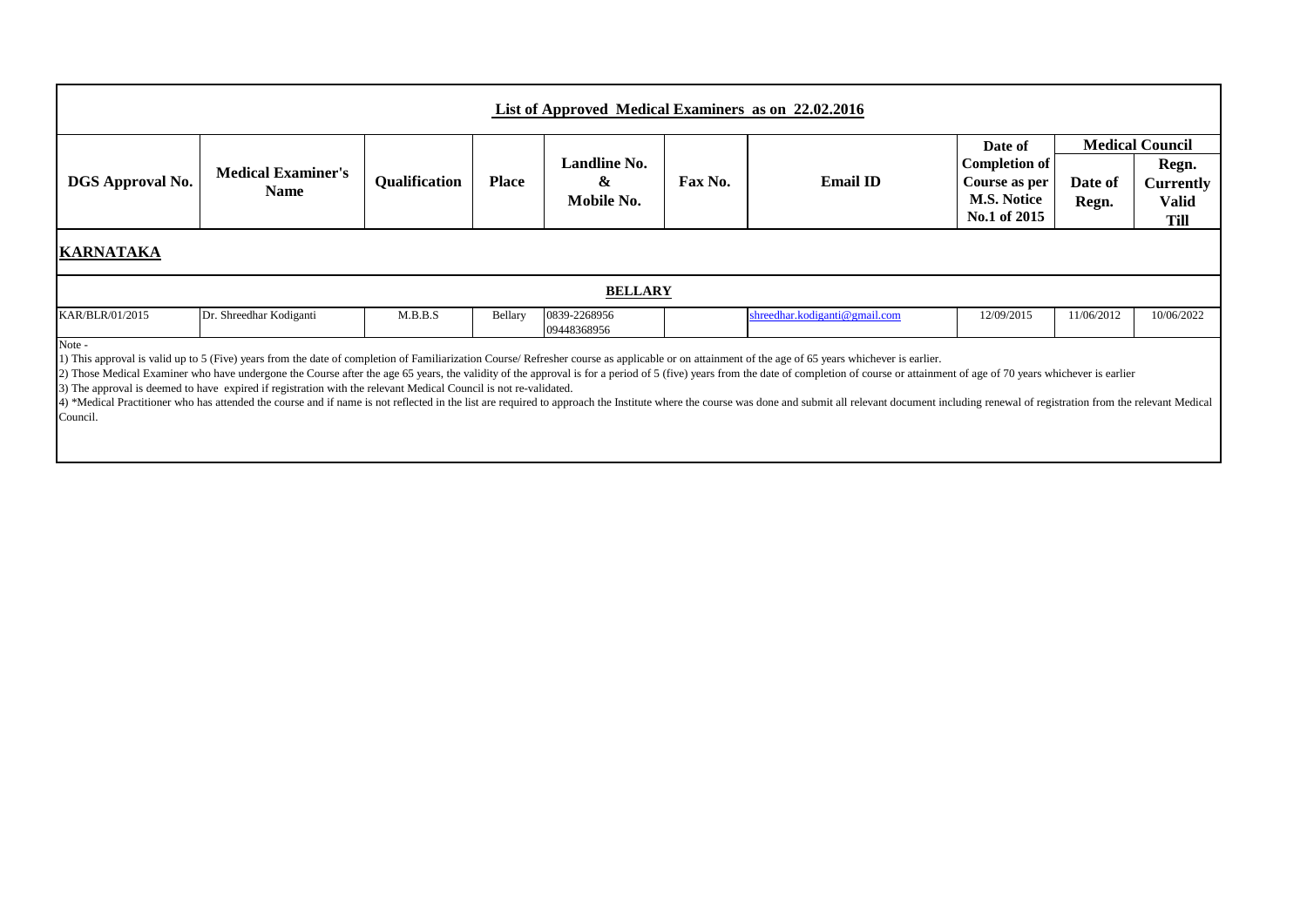## List of Approved Medical Examiners as on 22.02.2016

| DGS Approval No. | Medical Examiner's Name | Qualification | Place | Landline No. & Mobile No. | Fax No. | Email ID | Date of Completion of Course as per M.S. Notice No.1 of 2015 | Medical Council | |
|---|---|---|---|---|---|---|---|---|---|
| | | | | | | | | Date of Regn. | Regn. Currently Valid Till |
| **KARNATAKA** | | | | | | | | | |
| **BELLARY** | | | | | | | | | |
| KAR/BLR/01/2015 | Dr. Shreedhar Kodiganti | M.B.B.S | Bellary | 0839-2268956 09448368956 | | shreedhar.kodiganti@gmail.com | 12/09/2015 | 11/06/2012 | 10/06/2022 |

Note -

1) This approval is valid up to 5 (Five) years from the date of completion of Familiarization Course/ Refresher course as applicable or on attainment of the age of 65 years whichever is earlier.

2) Those Medical Examiner who have undergone the Course after the age 65 years, the validity of the approval is for a period of 5 (five) years from the date of completion of course or attainment of age of 70 years whichever is earlier

3) The approval is deemed to have expired if registration with the relevant Medical Council is not re-validated.

4) *Medical Practitioner who has attended the course and if name is not reflected in the list are required to approach the Institute where the course was done and submit all relevant document including renewal of registration from the relevant Medical Council.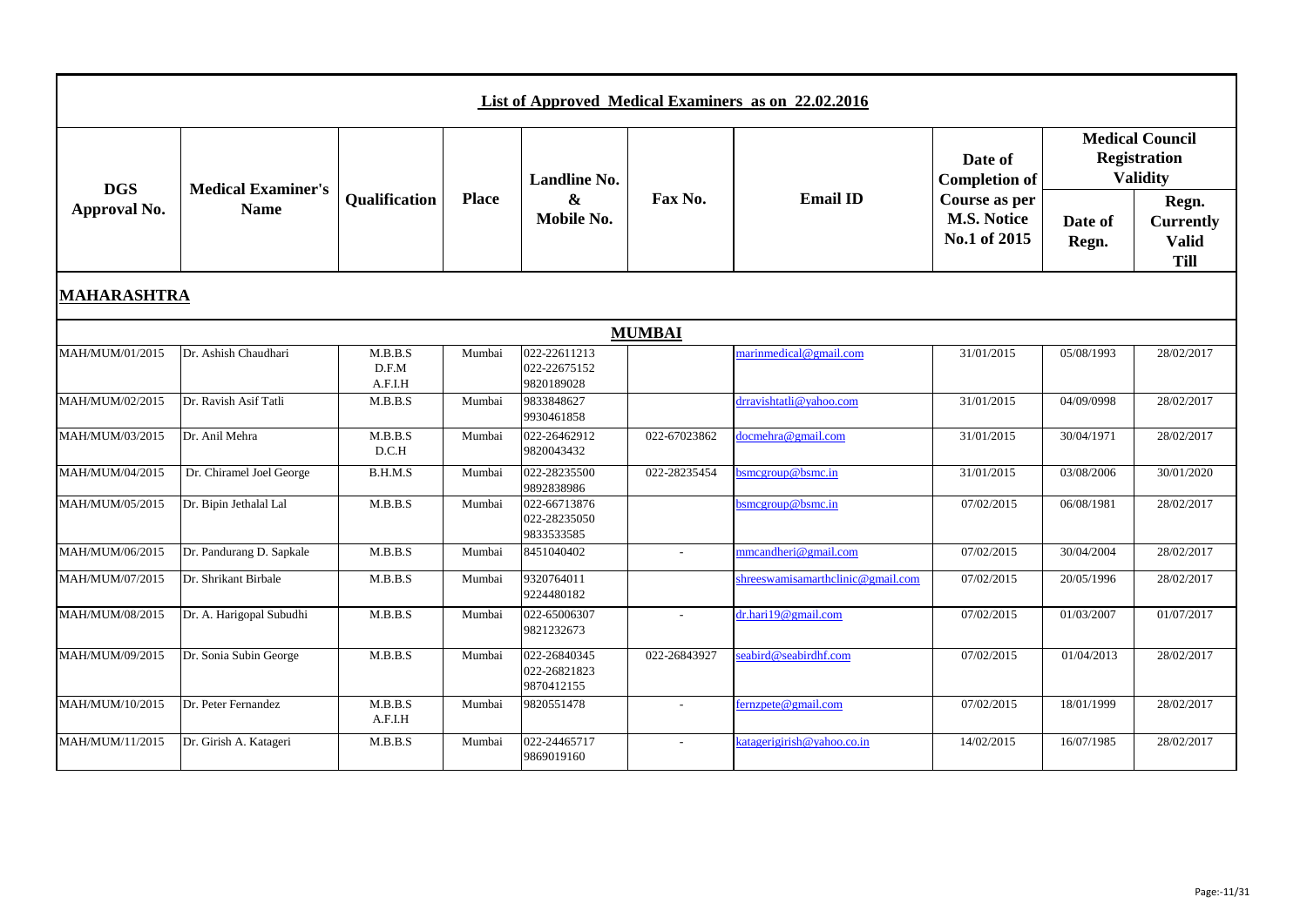## List of Approved Medical Examiners as on 22.02.2016

| DGS Approval No. | Medical Examiner's Name | Qualification | Place | Landline No. & Mobile No. | Fax No. | Email ID | Date of Completion of Course as per M.S. Notice No.1 of 2015 | Medical Council Registration Validity | |
|---|---|---|---|---|---|---|---|---|---|
| | | | | | | | | Date of Regn. | Regn. Currently Valid Till |

## MAHARASHTRA

### MUMBAI

| DGS Approval No. | Medical Examiner's Name | Qualification | Place | Landline No. & Mobile No. | Fax No. | Email ID | Date of Completion of Course as per M.S. Notice No.1 of 2015 | Date of Regn. | Regn. Currently Valid Till |
|---|---|---|---|---|---|---|---|---|---|
| MAH/MUM/01/2015 | Dr. Ashish Chaudhari | M.B.B.S D.F.M A.F.I.H | Mumbai | 022-22611213 022-22675152 9820189028 | | marinmedical@gmail.com | 31/01/2015 | 05/08/1993 | 28/02/2017 |
| MAH/MUM/02/2015 | Dr. Ravish Asif Tatli | M.B.B.S | Mumbai | 9833848627 9930461858 | | drravishtatli@yahoo.com | 31/01/2015 | 04/09/0998 | 28/02/2017 |
| MAH/MUM/03/2015 | Dr. Anil Mehra | M.B.B.S D.C.H | Mumbai | 022-26462912 9820043432 | 022-67023862 | docmehra@gmail.com | 31/01/2015 | 30/04/1971 | 28/02/2017 |
| MAH/MUM/04/2015 | Dr. Chiramel Joel George | B.H.M.S | Mumbai | 022-28235500 9892838986 | 022-28235454 | bsmcgroup@bsmc.in | 31/01/2015 | 03/08/2006 | 30/01/2020 |
| MAH/MUM/05/2015 | Dr. Bipin Jethalal Lal | M.B.B.S | Mumbai | 022-66713876 022-28235050 9833533585 | | bsmcgroup@bsmc.in | 07/02/2015 | 06/08/1981 | 28/02/2017 |
| MAH/MUM/06/2015 | Dr. Pandurang D. Sapkale | M.B.B.S | Mumbai | 8451040402 | - | mmcandheri@gmail.com | 07/02/2015 | 30/04/2004 | 28/02/2017 |
| MAH/MUM/07/2015 | Dr. Shrikant Birbale | M.B.B.S | Mumbai | 9320764011 9224480182 | | shreeswamisamarthclinic@gmail.com | 07/02/2015 | 20/05/1996 | 28/02/2017 |
| MAH/MUM/08/2015 | Dr. A. Harigopal Subudhi | M.B.B.S | Mumbai | 022-65006307 9821232673 | - | dr.hari19@gmail.com | 07/02/2015 | 01/03/2007 | 01/07/2017 |
| MAH/MUM/09/2015 | Dr. Sonia Subin George | M.B.B.S | Mumbai | 022-26840345 022-26821823 9870412155 | 022-26843927 | seabird@seabirdhf.com | 07/02/2015 | 01/04/2013 | 28/02/2017 |
| MAH/MUM/10/2015 | Dr. Peter Fernandez | M.B.B.S A.F.I.H | Mumbai | 9820551478 | - | fernzpete@gmail.com | 07/02/2015 | 18/01/1999 | 28/02/2017 |
| MAH/MUM/11/2015 | Dr. Girish A. Katageri | M.B.B.S | Mumbai | 022-24465717 9869019160 | - | katagerigirish@yahoo.co.in | 14/02/2015 | 16/07/1985 | 28/02/2017 |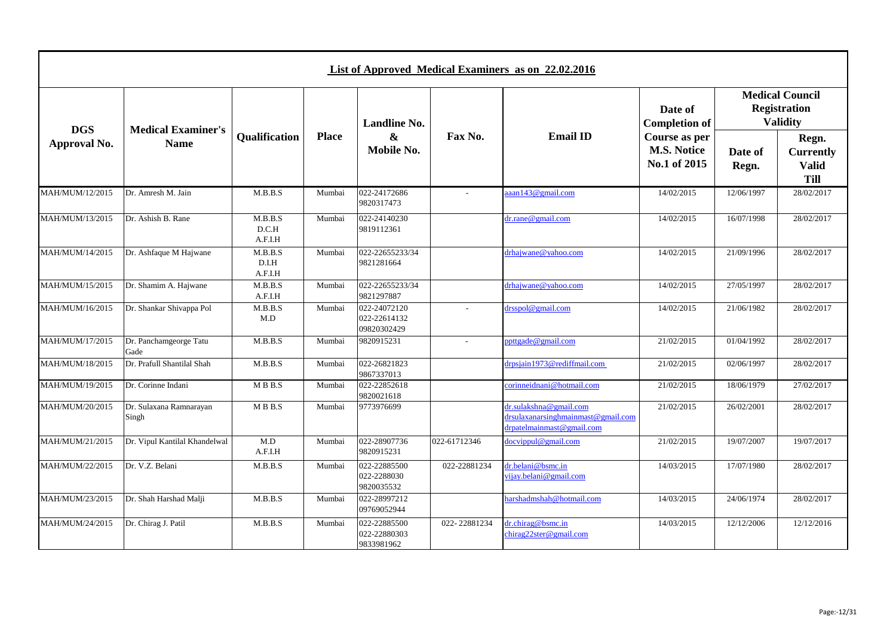## List of Approved Medical Examiners as on 22.02.2016

| DGS Approval No. | Medical Examiner's Name | Qualification | Place | Landline No. & Mobile No. | Fax No. | Email ID | Date of Completion of Course as per M.S. Notice No.1 of 2015 | Medical Council Registration Validity | |
|---|---|---|---|---|---|---|---|---|---|
| | | | | | | | | Date of Regn. | Regn. Currently Valid Till |
| MAH/MUM/12/2015 | Dr. Amresh M. Jain | M.B.B.S | Mumbai | 022-24172686 9820317473 | - | aaan143@gmail.com | 14/02/2015 | 12/06/1997 | 28/02/2017 |
| MAH/MUM/13/2015 | Dr. Ashish B. Rane | M.B.B.S D.C.H A.F.I.H | Mumbai | 022-24140230 9819112361 | | dr.rane@gmail.com | 14/02/2015 | 16/07/1998 | 28/02/2017 |
| MAH/MUM/14/2015 | Dr. Ashfaque M Hajwane | M.B.B.S D.I.H A.F.I.H | Mumbai | 022-22655233/34 9821281664 | | drhajwane@yahoo.com | 14/02/2015 | 21/09/1996 | 28/02/2017 |
| MAH/MUM/15/2015 | Dr. Shamim A. Hajwane | M.B.B.S A.F.I.H | Mumbai | 022-22655233/34 9821297887 | | drhajwane@yahoo.com | 14/02/2015 | 27/05/1997 | 28/02/2017 |
| MAH/MUM/16/2015 | Dr. Shankar Shivappa Pol | M.B.B.S M.D | Mumbai | 022-24072120 022-22614132 09820302429 | - | drsspol@gmail.com | 14/02/2015 | 21/06/1982 | 28/02/2017 |
| MAH/MUM/17/2015 | Dr. Panchamgeorge Tatu Gade | M.B.B.S | Mumbai | 9820915231 | - | ppttgade@gmail.com | 21/02/2015 | 01/04/1992 | 28/02/2017 |
| MAH/MUM/18/2015 | Dr. Prafull Shantilal Shah | M.B.B.S | Mumbai | 022-26821823 9867337013 | | drpsjain1973@rediffmail.com | 21/02/2015 | 02/06/1997 | 28/02/2017 |
| MAH/MUM/19/2015 | Dr. Corinne Indani | M B B.S | Mumbai | 022-22852618 9820021618 | | corinneidnani@hotmail.com | 21/02/2015 | 18/06/1979 | 27/02/2017 |
| MAH/MUM/20/2015 | Dr. Sulaxana Ramnarayan Singh | M B B.S | Mumbai | 9773976699 | | dr.sulakshna@gmail.com drsulaxanarsinghmainmast@gmail.com drpatelmainmast@gmail.com | 21/02/2015 | 26/02/2001 | 28/02/2017 |
| MAH/MUM/21/2015 | Dr. Vipul Kantilal Khandelwal | M.D A.F.I.H | Mumbai | 022-28907736 9820915231 | 022-61712346 | docvippul@gmail.com | 21/02/2015 | 19/07/2007 | 19/07/2017 |
| MAH/MUM/22/2015 | Dr. V.Z. Belani | M.B.B.S | Mumbai | 022-22885500 022-2288030 9820035532 | 022-22881234 | dr.belani@bsmc.in vijay.belani@gmail.com | 14/03/2015 | 17/07/1980 | 28/02/2017 |
| MAH/MUM/23/2015 | Dr. Shah Harshad Malji | M.B.B.S | Mumbai | 022-28997212 09769052944 | | harshadmshah@hotmail.com | 14/03/2015 | 24/06/1974 | 28/02/2017 |
| MAH/MUM/24/2015 | Dr. Chirag J. Patil | M.B.B.S | Mumbai | 022-22885500 022-22880303 9833981962 | 022- 22881234 | dr.chirag@bsmc.in chirag22ster@gmail.com | 14/03/2015 | 12/12/2006 | 12/12/2016 |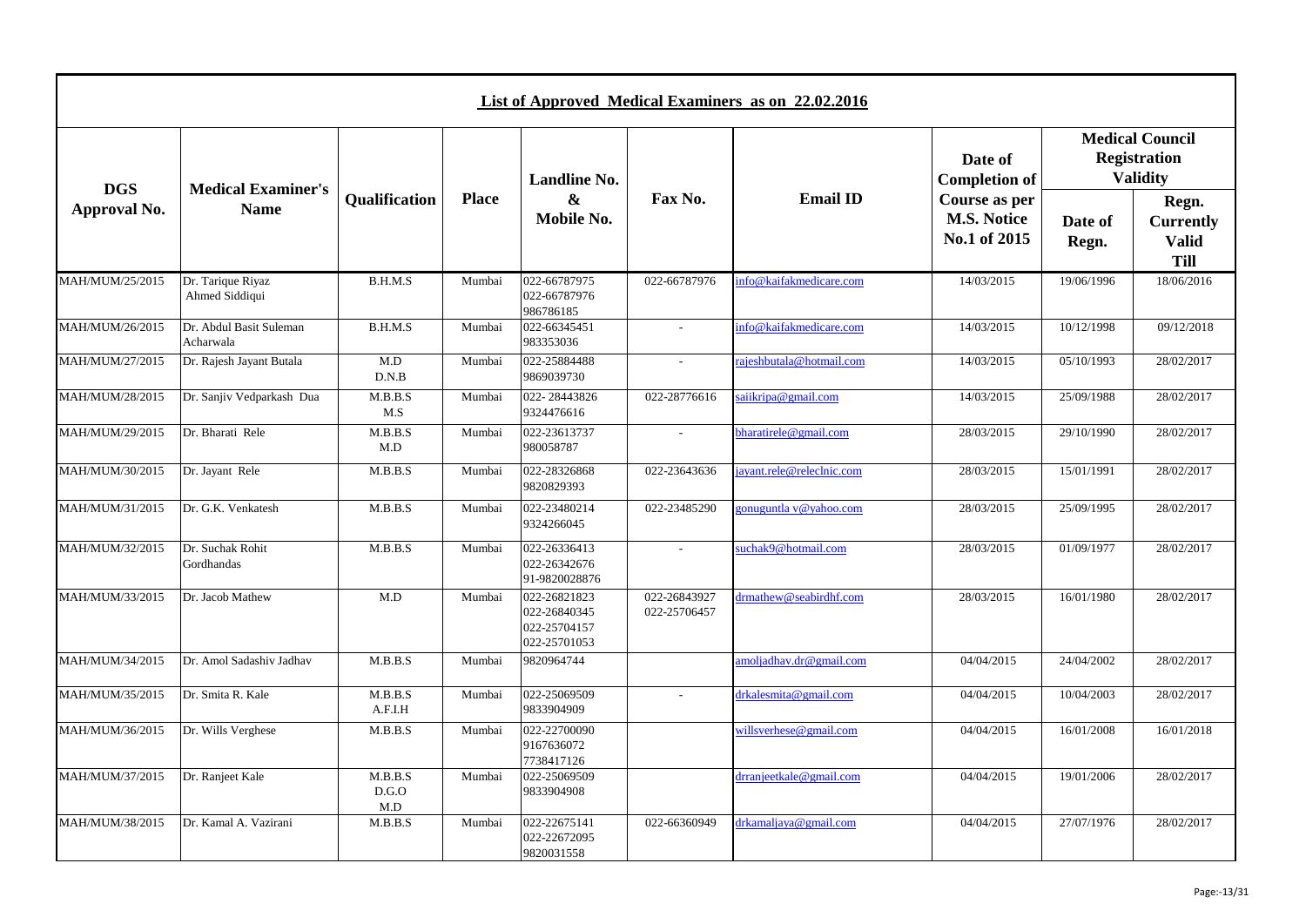## List of Approved Medical Examiners as on 22.02.2016

| DGS Approval No. | Medical Examiner's Name | Qualification | Place | Landline No. & Mobile No. | Fax No. | Email ID | Date of Completion of Course as per M.S. Notice No.1 of 2015 | Medical Council Registration Validity | |
|---|---|---|---|---|---|---|---|---|---|
| | | | | | | | | Date of Regn. | Regn. Currently Valid Till |
| MAH/MUM/25/2015 | Dr. Tarique Riyaz Ahmed Siddiqui | B.H.M.S | Mumbai | 022-66787975<br>022-66787976<br>986786185 | 022-66787976 | info@kaifakmedicare.com | 14/03/2015 | 19/06/1996 | 18/06/2016 |
| MAH/MUM/26/2015 | Dr. Abdul Basit Suleman Acharwala | B.H.M.S | Mumbai | 022-66345451<br>983353036 | - | info@kaifakmedicare.com | 14/03/2015 | 10/12/1998 | 09/12/2018 |
| MAH/MUM/27/2015 | Dr. Rajesh Jayant Butala | M.D<br>D.N.B | Mumbai | 022-25884488<br>9869039730 | - | rajeshbutala@hotmail.com | 14/03/2015 | 05/10/1993 | 28/02/2017 |
| MAH/MUM/28/2015 | Dr. Sanjiv Vedparkash Dua | M.B.B.S<br>M.S | Mumbai | 022- 28443826<br>9324476616 | 022-28776616 | saiikripa@gmail.com | 14/03/2015 | 25/09/1988 | 28/02/2017 |
| MAH/MUM/29/2015 | Dr. Bharati Rele | M.B.B.S<br>M.D | Mumbai | 022-23613737<br>980058787 | - | bharatirele@gmail.com | 28/03/2015 | 29/10/1990 | 28/02/2017 |
| MAH/MUM/30/2015 | Dr. Jayant Rele | M.B.B.S | Mumbai | 022-28326868<br>9820829393 | 022-23643636 | jayant.rele@releclnic.com | 28/03/2015 | 15/01/1991 | 28/02/2017 |
| MAH/MUM/31/2015 | Dr. G.K. Venkatesh | M.B.B.S | Mumbai | 022-23480214<br>9324266045 | 022-23485290 | gonuguntla v@yahoo.com | 28/03/2015 | 25/09/1995 | 28/02/2017 |
| MAH/MUM/32/2015 | Dr. Suchak Rohit Gordhandas | M.B.B.S | Mumbai | 022-26336413<br>022-26342676<br>91-9820028876 | - | suchak9@hotmail.com | 28/03/2015 | 01/09/1977 | 28/02/2017 |
| MAH/MUM/33/2015 | Dr. Jacob Mathew | M.D | Mumbai | 022-26821823<br>022-26840345<br>022-25704157<br>022-25701053 | 022-26843927<br>022-25706457 | drmathew@seabirdhf.com | 28/03/2015 | 16/01/1980 | 28/02/2017 |
| MAH/MUM/34/2015 | Dr. Amol Sadashiv Jadhav | M.B.B.S | Mumbai | 9820964744 | | amoljadhav.dr@gmail.com | 04/04/2015 | 24/04/2002 | 28/02/2017 |
| MAH/MUM/35/2015 | Dr. Smita R. Kale | M.B.B.S<br>A.F.I.H | Mumbai | 022-25069509<br>9833904909 | - | drkalesmita@gmail.com | 04/04/2015 | 10/04/2003 | 28/02/2017 |
| MAH/MUM/36/2015 | Dr. Wills Verghese | M.B.B.S | Mumbai | 022-22700090<br>9167636072<br>7738417126 | | willsverhese@gmail.com | 04/04/2015 | 16/01/2008 | 16/01/2018 |
| MAH/MUM/37/2015 | Dr. Ranjeet Kale | M.B.B.S<br>D.G.O<br>M.D | Mumbai | 022-25069509<br>9833904908 | | drranjeetkale@gmail.com | 04/04/2015 | 19/01/2006 | 28/02/2017 |
| MAH/MUM/38/2015 | Dr. Kamal A. Vazirani | M.B.B.S | Mumbai | 022-22675141<br>022-22672095<br>9820031558 | 022-66360949 | drkamaljaya@gmail.com | 04/04/2015 | 27/07/1976 | 28/02/2017 |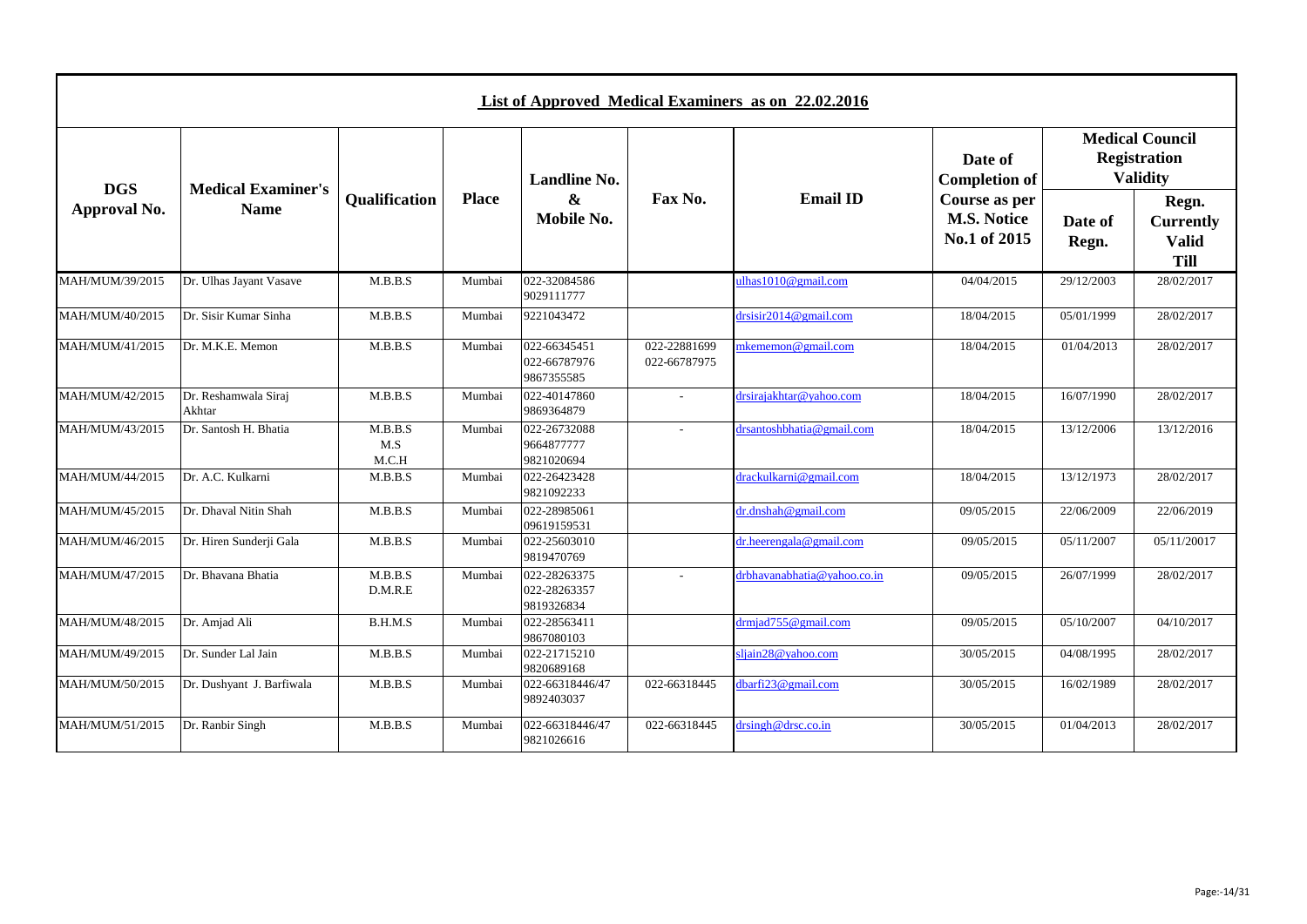## List of Approved Medical Examiners as on 22.02.2016

| DGS Approval No. | Medical Examiner's Name | Qualification | Place | Landline No. & Mobile No. | Fax No. | Email ID | Date of Completion of Course as per M.S. Notice No.1 of 2015 | Medical Council Registration Validity | |
|---|---|---|---|---|---|---|---|---|---|
| | | | | | | | | Date of Regn. | Regn. Currently Valid Till |
| MAH/MUM/39/2015 | Dr. Ulhas Jayant Vasave | M.B.B.S | Mumbai | 022-32084586 9029111777 | | ulhas1010@gmail.com | 04/04/2015 | 29/12/2003 | 28/02/2017 |
| MAH/MUM/40/2015 | Dr. Sisir Kumar Sinha | M.B.B.S | Mumbai | 9221043472 | | drsisir2014@gmail.com | 18/04/2015 | 05/01/1999 | 28/02/2017 |
| MAH/MUM/41/2015 | Dr. M.K.E. Memon | M.B.B.S | Mumbai | 022-66345451 022-66787976 9867355585 | 022-22881699 022-66787975 | mkememon@gmail.com | 18/04/2015 | 01/04/2013 | 28/02/2017 |
| MAH/MUM/42/2015 | Dr. Reshamwala Siraj Akhtar | M.B.B.S | Mumbai | 022-40147860 9869364879 | - | drsirajakhtar@yahoo.com | 18/04/2015 | 16/07/1990 | 28/02/2017 |
| MAH/MUM/43/2015 | Dr. Santosh H. Bhatia | M.B.B.S M.S M.C.H | Mumbai | 022-26732088 9664877777 9821020694 | - | drsantoshbhatia@gmail.com | 18/04/2015 | 13/12/2006 | 13/12/2016 |
| MAH/MUM/44/2015 | Dr. A.C. Kulkarni | M.B.B.S | Mumbai | 022-26423428 9821092233 | | drackulkarni@gmail.com | 18/04/2015 | 13/12/1973 | 28/02/2017 |
| MAH/MUM/45/2015 | Dr. Dhaval Nitin Shah | M.B.B.S | Mumbai | 022-28985061 09619159531 | | dr.dnshah@gmail.com | 09/05/2015 | 22/06/2009 | 22/06/2019 |
| MAH/MUM/46/2015 | Dr. Hiren Sunderji Gala | M.B.B.S | Mumbai | 022-25603010 9819470769 | | dr.heerengala@gmail.com | 09/05/2015 | 05/11/2007 | 05/11/20017 |
| MAH/MUM/47/2015 | Dr. Bhavana Bhatia | M.B.B.S D.M.R.E | Mumbai | 022-28263375 022-28263357 9819326834 | - | drbhavanabhatia@yahoo.co.in | 09/05/2015 | 26/07/1999 | 28/02/2017 |
| MAH/MUM/48/2015 | Dr. Amjad Ali | B.H.M.S | Mumbai | 022-28563411 9867080103 | | drmjad755@gmail.com | 09/05/2015 | 05/10/2007 | 04/10/2017 |
| MAH/MUM/49/2015 | Dr. Sunder Lal Jain | M.B.B.S | Mumbai | 022-21715210 9820689168 | | sljain28@yahoo.com | 30/05/2015 | 04/08/1995 | 28/02/2017 |
| MAH/MUM/50/2015 | Dr. Dushyant J. Barfiwala | M.B.B.S | Mumbai | 022-66318446/47 9892403037 | 022-66318445 | dbarfi23@gmail.com | 30/05/2015 | 16/02/1989 | 28/02/2017 |
| MAH/MUM/51/2015 | Dr. Ranbir Singh | M.B.B.S | Mumbai | 022-66318446/47 9821026616 | 022-66318445 | drsingh@drsc.co.in | 30/05/2015 | 01/04/2013 | 28/02/2017 |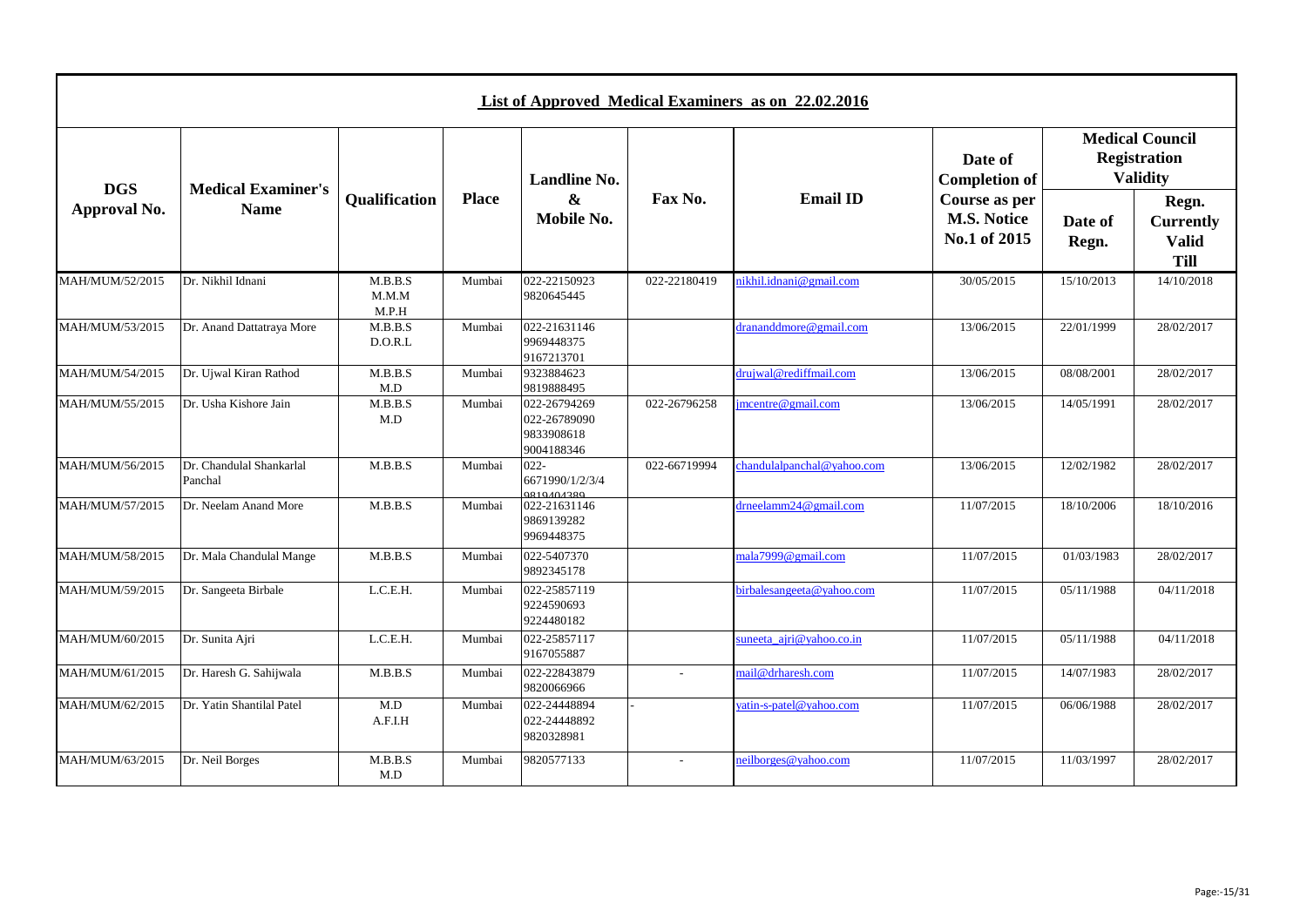## List of Approved Medical Examiners as on 22.02.2016

| DGS Approval No. | Medical Examiner's Name | Qualification | Place | Landline No. & Mobile No. | Fax No. | Email ID | Date of Completion of Course as per M.S. Notice No.1 of 2015 | Medical Council Registration Validity | |
|---|---|---|---|---|---|---|---|---|---|
| | | | | | | | | Date of Regn. | Regn. Currently Valid Till |
| MAH/MUM/52/2015 | Dr. Nikhil Idnani | M.B.B.S M.M.M M.P.H | Mumbai | 022-22150923 9820645445 | 022-22180419 | nikhil.idnani@gmail.com | 30/05/2015 | 15/10/2013 | 14/10/2018 |
| MAH/MUM/53/2015 | Dr. Anand Dattatraya More | M.B.B.S D.O.R.L | Mumbai | 022-21631146 9969448375 9167213701 | | drananddmore@gmail.com | 13/06/2015 | 22/01/1999 | 28/02/2017 |
| MAH/MUM/54/2015 | Dr. Ujwal Kiran Rathod | M.B.B.S M.D | Mumbai | 9323884623 9819888495 | | drujwal@rediffmail.com | 13/06/2015 | 08/08/2001 | 28/02/2017 |
| MAH/MUM/55/2015 | Dr. Usha Kishore Jain | M.B.B.S M.D | Mumbai | 022-26794269 022-26789090 9833908618 9004188346 | 022-26796258 | jmcentre@gmail.com | 13/06/2015 | 14/05/1991 | 28/02/2017 |
| MAH/MUM/56/2015 | Dr. Chandulal Shankarlal Panchal | M.B.B.S | Mumbai | 022-6671990/1/2/3/4 9819404389 | 022-66719994 | chandulalpanchal@yahoo.com | 13/06/2015 | 12/02/1982 | 28/02/2017 |
| MAH/MUM/57/2015 | Dr. Neelam Anand More | M.B.B.S | Mumbai | 022-21631146 9869139282 9969448375 | | drneelamm24@gmail.com | 11/07/2015 | 18/10/2006 | 18/10/2016 |
| MAH/MUM/58/2015 | Dr. Mala Chandulal Mange | M.B.B.S | Mumbai | 022-5407370 9892345178 | | mala7999@gmail.com | 11/07/2015 | 01/03/1983 | 28/02/2017 |
| MAH/MUM/59/2015 | Dr. Sangeeta Birbale | L.C.E.H. | Mumbai | 022-25857119 9224590693 9224480182 | | birbalesangeeta@yahoo.com | 11/07/2015 | 05/11/1988 | 04/11/2018 |
| MAH/MUM/60/2015 | Dr. Sunita Ajri | L.C.E.H. | Mumbai | 022-25857117 9167055887 | | suneeta_ajri@yahoo.co.in | 11/07/2015 | 05/11/1988 | 04/11/2018 |
| MAH/MUM/61/2015 | Dr. Haresh G. Sahijwala | M.B.B.S | Mumbai | 022-22843879 9820066966 | - | mail@drharesh.com | 11/07/2015 | 14/07/1983 | 28/02/2017 |
| MAH/MUM/62/2015 | Dr. Yatin Shantilal Patel | M.D A.F.I.H | Mumbai | 022-24448894 022-24448892 9820328981 | - | yatin-s-patel@yahoo.com | 11/07/2015 | 06/06/1988 | 28/02/2017 |
| MAH/MUM/63/2015 | Dr. Neil Borges | M.B.B.S M.D | Mumbai | 9820577133 | - | neilborges@yahoo.com | 11/07/2015 | 11/03/1997 | 28/02/2017 |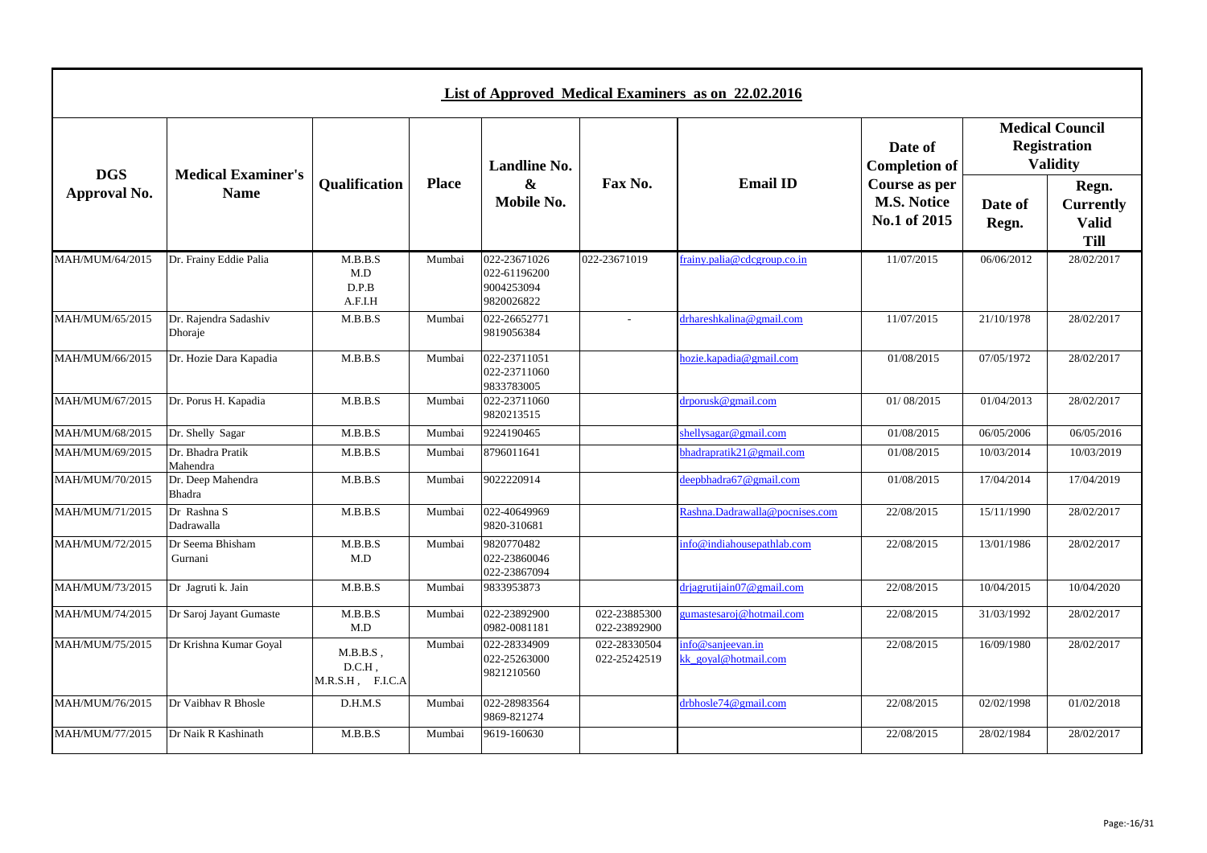# List of Approved Medical Examiners as on 22.02.2016

| DGS Approval No. | Medical Examiner's Name | Qualification | Place | Landline No. & Mobile No. | Fax No. | Email ID | Date of Completion of Course as per M.S. Notice No.1 of 2015 | Medical Council Registration Validity | |
|---|---|---|---|---|---|---|---|---|---|
| | | | | | | | | Date of Regn. | Regn. Currently Valid Till |
| MAH/MUM/64/2015 | Dr. Frainy Eddie Palia | M.B.B.S M.D D.P.B A.F.I.H | Mumbai | 022-23671026 022-61196200 9004253094 9820026822 | 022-23671019 | frainy.palia@cdcgroup.co.in | 11/07/2015 | 06/06/2012 | 28/02/2017 |
| MAH/MUM/65/2015 | Dr. Rajendra Sadashiv Dhoraje | M.B.B.S | Mumbai | 022-26652771 9819056384 | - | drhareshkalina@gmail.com | 11/07/2015 | 21/10/1978 | 28/02/2017 |
| MAH/MUM/66/2015 | Dr. Hozie Dara Kapadia | M.B.B.S | Mumbai | 022-23711051 022-23711060 9833783005 | | hozie.kapadia@gmail.com | 01/08/2015 | 07/05/1972 | 28/02/2017 |
| MAH/MUM/67/2015 | Dr. Porus H. Kapadia | M.B.B.S | Mumbai | 022-23711060 9820213515 | | drporusk@gmail.com | 01/ 08/2015 | 01/04/2013 | 28/02/2017 |
| MAH/MUM/68/2015 | Dr. Shelly Sagar | M.B.B.S | Mumbai | 9224190465 | | shellysagar@gmail.com | 01/08/2015 | 06/05/2006 | 06/05/2016 |
| MAH/MUM/69/2015 | Dr. Bhadra Pratik Mahendra | M.B.B.S | Mumbai | 8796011641 | | bhadrapratik21@gmail.com | 01/08/2015 | 10/03/2014 | 10/03/2019 |
| MAH/MUM/70/2015 | Dr. Deep Mahendra Bhadra | M.B.B.S | Mumbai | 9022220914 | | deepbhadra67@gmail.com | 01/08/2015 | 17/04/2014 | 17/04/2019 |
| MAH/MUM/71/2015 | Dr Rashna S Dadrawalla | M.B.B.S | Mumbai | 022-40649969 9820-310681 | | Rashna.Dadrawalla@pocnises.com | 22/08/2015 | 15/11/1990 | 28/02/2017 |
| MAH/MUM/72/2015 | Dr Seema Bhisham Gurnani | M.B.B.S M.D | Mumbai | 9820770482 022-23860046 022-23867094 | | info@indiahousepathlab.com | 22/08/2015 | 13/01/1986 | 28/02/2017 |
| MAH/MUM/73/2015 | Dr Jagruti k. Jain | M.B.B.S | Mumbai | 9833953873 | | drjagrutijain07@gmail.com | 22/08/2015 | 10/04/2015 | 10/04/2020 |
| MAH/MUM/74/2015 | Dr Saroj Jayant Gumaste | M.B.B.S M.D | Mumbai | 022-23892900 0982-0081181 | 022-23885300 022-23892900 | gumastesaroj@hotmail.com | 22/08/2015 | 31/03/1992 | 28/02/2017 |
| MAH/MUM/75/2015 | Dr Krishna Kumar Goyal | M.B.B.S , D.C.H , M.R.S.H , F.I.C.A | Mumbai | 022-28334909 022-25263000 9821210560 | 022-28330504 022-25242519 | info@sanjeevan.in kk_goyal@hotmail.com | 22/08/2015 | 16/09/1980 | 28/02/2017 |
| MAH/MUM/76/2015 | Dr Vaibhav R Bhosle | D.H.M.S | Mumbai | 022-28983564 9869-821274 | | drbhosle74@gmail.com | 22/08/2015 | 02/02/1998 | 01/02/2018 |
| MAH/MUM/77/2015 | Dr Naik R Kashinath | M.B.B.S | Mumbai | 9619-160630 | | | 22/08/2015 | 28/02/1984 | 28/02/2017 |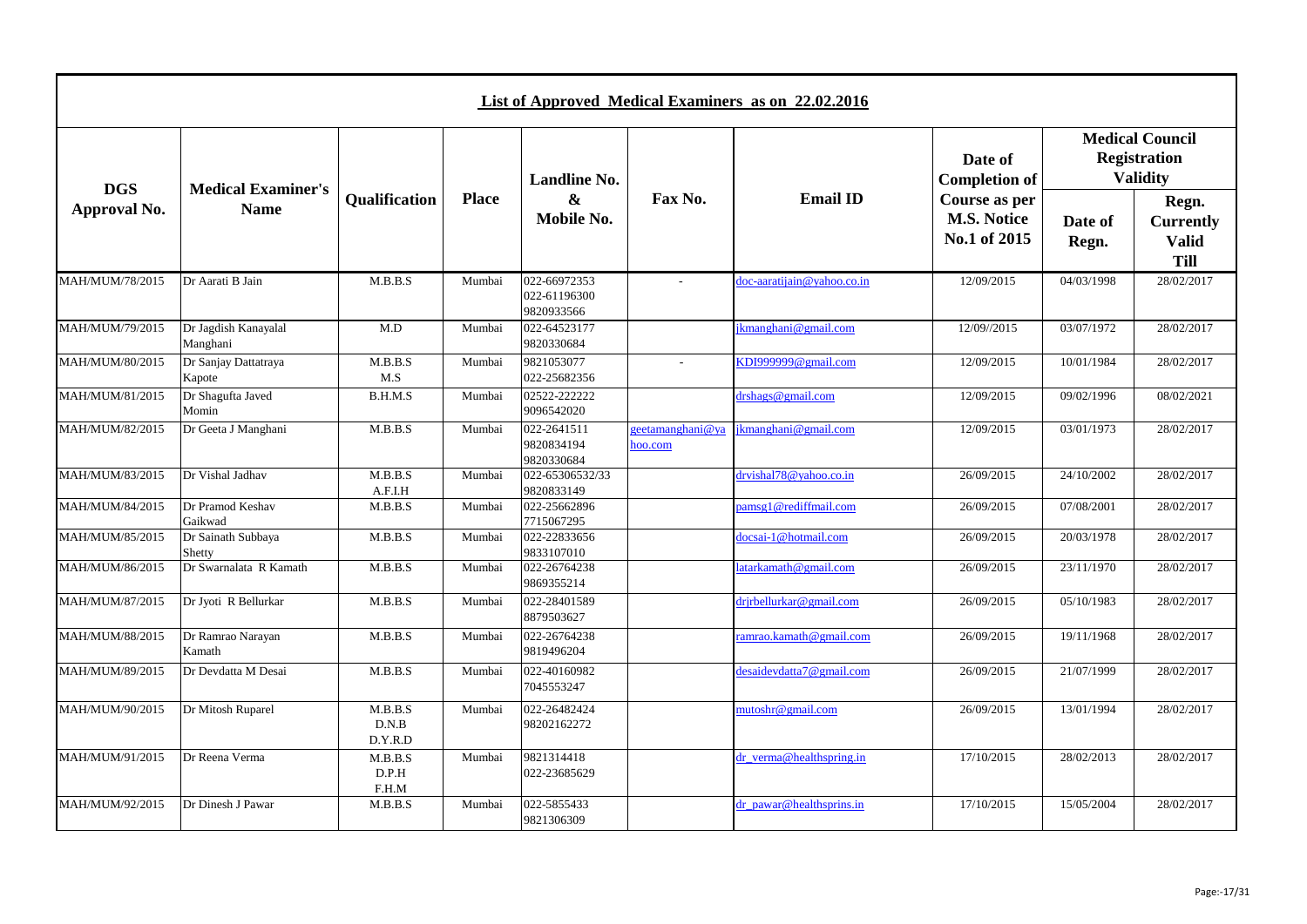## List of Approved Medical Examiners as on 22.02.2016

| DGS Approval No. | Medical Examiner's Name | Qualification | Place | Landline No. & Mobile No. | Fax No. | Email ID | Date of Completion of Course as per M.S. Notice No.1 of 2015 | Medical Council Registration Validity | |
|---|---|---|---|---|---|---|---|---|---|
| | | | | | | | | Date of Regn. | Regn. Currently Valid Till |
| MAH/MUM/78/2015 | Dr Aarati B Jain | M.B.B.S | Mumbai | 022-66972353 022-61196300 9820933566 | - | doc-aaratijain@yahoo.co.in | 12/09/2015 | 04/03/1998 | 28/02/2017 |
| MAH/MUM/79/2015 | Dr Jagdish Kanayalal Manghani | M.D | Mumbai | 022-64523177 9820330684 | | jkmanghani@gmail.com | 12/09//2015 | 03/07/1972 | 28/02/2017 |
| MAH/MUM/80/2015 | Dr Sanjay Dattatraya Kapote | M.B.B.S M.S | Mumbai | 9821053077 022-25682356 | - | KDI999999@gmail.com | 12/09/2015 | 10/01/1984 | 28/02/2017 |
| MAH/MUM/81/2015 | Dr Shagufta Javed Momin | B.H.M.S | Mumbai | 02522-222222 9096542020 | | drshags@gmail.com | 12/09/2015 | 09/02/1996 | 08/02/2021 |
| MAH/MUM/82/2015 | Dr Geeta J Manghani | M.B.B.S | Mumbai | 022-2641511 9820834194 9820330684 | geetamanghani@yahoo.com | jkmanghani@gmail.com | 12/09/2015 | 03/01/1973 | 28/02/2017 |
| MAH/MUM/83/2015 | Dr Vishal Jadhav | M.B.B.S A.F.I.H | Mumbai | 022-65306532/33 9820833149 | | drvishal78@yahoo.co.in | 26/09/2015 | 24/10/2002 | 28/02/2017 |
| MAH/MUM/84/2015 | Dr Pramod Keshav Gaikwad | M.B.B.S | Mumbai | 022-25662896 7715067295 | | pamsg1@rediffmail.com | 26/09/2015 | 07/08/2001 | 28/02/2017 |
| MAH/MUM/85/2015 | Dr Sainath Subbaya Shetty | M.B.B.S | Mumbai | 022-22833656 9833107010 | | docsai-1@hotmail.com | 26/09/2015 | 20/03/1978 | 28/02/2017 |
| MAH/MUM/86/2015 | Dr Swarnalata R Kamath | M.B.B.S | Mumbai | 022-26764238 9869355214 | | latarkamath@gmail.com | 26/09/2015 | 23/11/1970 | 28/02/2017 |
| MAH/MUM/87/2015 | Dr Jyoti R Bellurkar | M.B.B.S | Mumbai | 022-28401589 8879503627 | | drjrbellurkar@gmail.com | 26/09/2015 | 05/10/1983 | 28/02/2017 |
| MAH/MUM/88/2015 | Dr Ramrao Narayan Kamath | M.B.B.S | Mumbai | 022-26764238 9819496204 | | ramrao.kamath@gmail.com | 26/09/2015 | 19/11/1968 | 28/02/2017 |
| MAH/MUM/89/2015 | Dr Devdatta M Desai | M.B.B.S | Mumbai | 022-40160982 7045553247 | | desaidevdatta7@gmail.com | 26/09/2015 | 21/07/1999 | 28/02/2017 |
| MAH/MUM/90/2015 | Dr Mitosh Ruparel | M.B.B.S D.N.B D.Y.R.D | Mumbai | 022-26482424 98202162272 | | mutoshr@gmail.com | 26/09/2015 | 13/01/1994 | 28/02/2017 |
| MAH/MUM/91/2015 | Dr Reena Verma | M.B.B.S D.P.H F.H.M | Mumbai | 9821314418 022-23685629 | | dr_verma@healthspring.in | 17/10/2015 | 28/02/2013 | 28/02/2017 |
| MAH/MUM/92/2015 | Dr Dinesh J Pawar | M.B.B.S | Mumbai | 022-5855433 9821306309 | | dr_pawar@healthsprins.in | 17/10/2015 | 15/05/2004 | 28/02/2017 |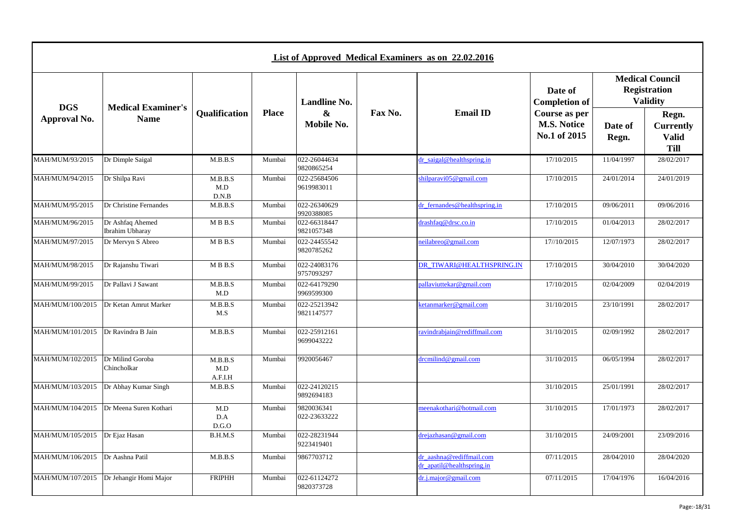## List of Approved Medical Examiners as on 22.02.2016

| DGS Approval No. | Medical Examiner's Name | Qualification | Place | Landline No. & Mobile No. | Fax No. | Email ID | Date of Completion of Course as per M.S. Notice No.1 of 2015 | Medical Council Registration Validity | |
|---|---|---|---|---|---|---|---|---|---|
| | | | | | | | | Date of Regn. | Regn. Currently Valid Till |
| MAH/MUM/93/2015 | Dr Dimple Saigal | M.B.B.S | Mumbai | 022-26044634 9820865254 | | dr_saigal@healthspring.in | 17/10/2015 | 11/04/1997 | 28/02/2017 |
| MAH/MUM/94/2015 | Dr Shilpa Ravi | M.B.B.S M.D D.N.B | Mumbai | 022-25684506 9619983011 | | shilparavi05@gmail.com | 17/10/2015 | 24/01/2014 | 24/01/2019 |
| MAH/MUM/95/2015 | Dr Christine Fernandes | M.B.B.S | Mumbai | 022-26340629 9920388085 | | dr_fernandes@healthspring.in | 17/10/2015 | 09/06/2011 | 09/06/2016 |
| MAH/MUM/96/2015 | Dr Ashfaq Ahemed Ibrahim Ubharay | M B B.S | Mumbai | 022-66318447 9821057348 | | drashfaq@drsc.co.in | 17/10/2015 | 01/04/2013 | 28/02/2017 |
| MAH/MUM/97/2015 | Dr Mervyn S Abreo | M B B.S | Mumbai | 022-24455542 9820785262 | | neilabreo@gmail.com | 17//10/2015 | 12/07/1973 | 28/02/2017 |
| MAH/MUM/98/2015 | Dr Rajanshu Tiwari | M B B.S | Mumbai | 022-24083176 9757093297 | | DR_TIWARI@HEALTHSPRING.IN | 17/10/2015 | 30/04/2010 | 30/04/2020 |
| MAH/MUM/99/2015 | Dr Pallavi J Sawant | M.B.B.S M.D | Mumbai | 022-64179290 9969599300 | | pallaviuttekar@gmail.com | 17/10/2015 | 02/04/2009 | 02/04/2019 |
| MAH/MUM/100/2015 | Dr Ketan Amrut Marker | M.B.B.S M.S | Mumbai | 022-25213942 9821147577 | | ketanmarker@gmail.com | 31/10/2015 | 23/10/1991 | 28/02/2017 |
| MAH/MUM/101/2015 | Dr Ravindra B Jain | M.B.B.S | Mumbai | 022-25912161 9699043222 | | ravindrabjain@rediffmail.com | 31/10/2015 | 02/09/1992 | 28/02/2017 |
| MAH/MUM/102/2015 | Dr Milind Goroba Chincholkar | M.B.B.S M.D A.F.I.H | Mumbai | 9920056467 | | drcmilind@gmail.com | 31/10/2015 | 06/05/1994 | 28/02/2017 |
| MAH/MUM/103/2015 | Dr Abhay Kumar Singh | M.B.B.S | Mumbai | 022-24120215 9892694183 | | | 31/10/2015 | 25/01/1991 | 28/02/2017 |
| MAH/MUM/104/2015 | Dr Meena Suren Kothari | M.D D.A D.G.O | Mumbai | 9820036341 022-23633222 | | meenakothari@hotmail.com | 31/10/2015 | 17/01/1973 | 28/02/2017 |
| MAH/MUM/105/2015 | Dr Ejaz Hasan | B.H.M.S | Mumbai | 022-28231944 9223419401 | | drejazhasan@gmail.com | 31/10/2015 | 24/09/2001 | 23/09/2016 |
| MAH/MUM/106/2015 | Dr Aashna Patil | M.B.B.S | Mumbai | 9867703712 | | dr_aashna@rediffmail.com dr_apatil@healthspring.in | 07/11/2015 | 28/04/2010 | 28/04/2020 |
| MAH/MUM/107/2015 | Dr Jehangir Homi Major | FRIPHH | Mumbai | 022-61124272 9820373728 | | dr.j.major@gmail.com | 07/11/2015 | 17/04/1976 | 16/04/2016 |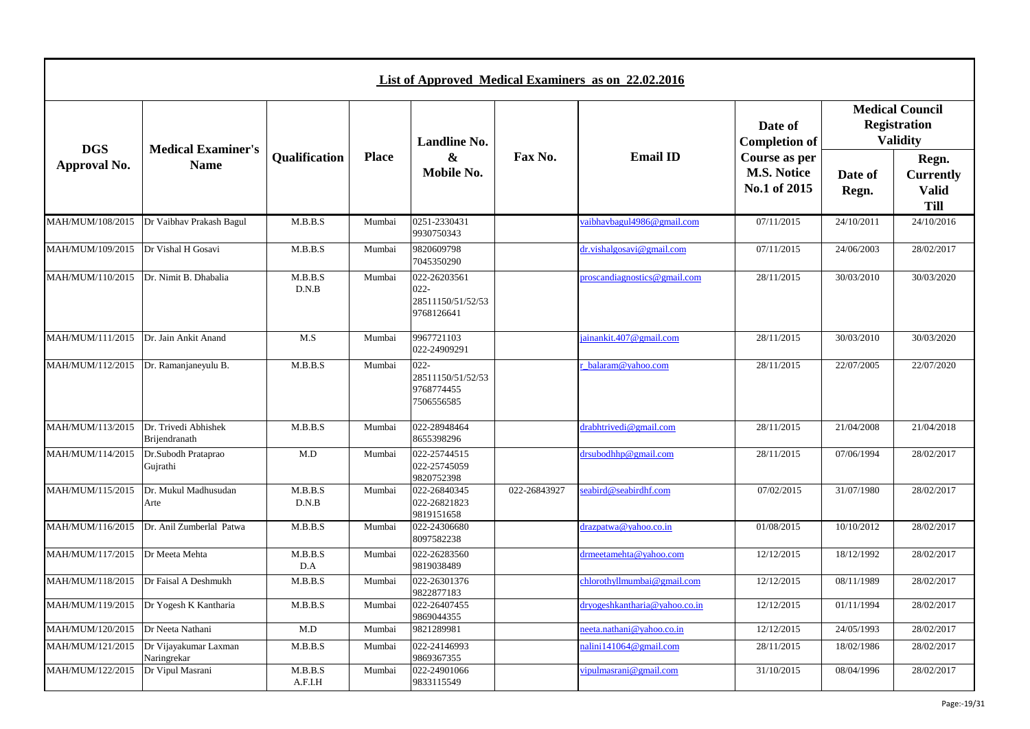## List of Approved Medical Examiners as on 22.02.2016

| DGS Approval No. | Medical Examiner's Name | Qualification | Place | Landline No. & Mobile No. | Fax No. | Email ID | Date of Completion of Course as per M.S. Notice No.1 of 2015 | Medical Council Registration Validity | |
|---|---|---|---|---|---|---|---|---|---|
| | | | | | | | | Date of Regn. | Regn. Currently Valid Till |
| MAH/MUM/108/2015 | Dr Vaibhav Prakash Bagul | M.B.B.S | Mumbai | 0251-2330431 9930750343 | | vaibhavbagul4986@gmail.com | 07/11/2015 | 24/10/2011 | 24/10/2016 |
| MAH/MUM/109/2015 | Dr Vishal H Gosavi | M.B.B.S | Mumbai | 9820609798 7045350290 | | dr.vishalgosavi@gmail.com | 07/11/2015 | 24/06/2003 | 28/02/2017 |
| MAH/MUM/110/2015 | Dr. Nimit B. Dhabalia | M.B.B.S D.N.B | Mumbai | 022-26203561 022-28511150/51/52/53 9768126641 | | proscandiagnostics@gmail.com | 28/11/2015 | 30/03/2010 | 30/03/2020 |
| MAH/MUM/111/2015 | Dr. Jain Ankit Anand | M.S | Mumbai | 9967721103 022-24909291 | | jainankit.407@gmail.com | 28/11/2015 | 30/03/2010 | 30/03/2020 |
| MAH/MUM/112/2015 | Dr. Ramanjaneyulu B. | M.B.B.S | Mumbai | 022-28511150/51/52/53 9768774455 7506556585 | | r_balaram@yahoo.com | 28/11/2015 | 22/07/2005 | 22/07/2020 |
| MAH/MUM/113/2015 | Dr. Trivedi Abhishek Brijendranath | M.B.B.S | Mumbai | 022-28948464 8655398296 | | drabhtrivedi@gmail.com | 28/11/2015 | 21/04/2008 | 21/04/2018 |
| MAH/MUM/114/2015 | Dr.Subodh Prataprao Gujrathi | M.D | Mumbai | 022-25744515 022-25745059 9820752398 | | drsubodhhp@gmail.com | 28/11/2015 | 07/06/1994 | 28/02/2017 |
| MAH/MUM/115/2015 | Dr. Mukul Madhusudan Arte | M.B.B.S D.N.B | Mumbai | 022-26840345 022-26821823 9819151658 | 022-26843927 | seabird@seabirdhf.com | 07/02/2015 | 31/07/1980 | 28/02/2017 |
| MAH/MUM/116/2015 | Dr. Anil Zumberlal Patwa | M.B.B.S | Mumbai | 022-24306680 8097582238 | | drazpatwa@yahoo.co.in | 01/08/2015 | 10/10/2012 | 28/02/2017 |
| MAH/MUM/117/2015 | Dr Meeta Mehta | M.B.B.S D.A | Mumbai | 022-26283560 9819038489 | | drmeetamehta@yahoo.com | 12/12/2015 | 18/12/1992 | 28/02/2017 |
| MAH/MUM/118/2015 | Dr Faisal A Deshmukh | M.B.B.S | Mumbai | 022-26301376 9822877183 | | chlorothyllmumbai@gmail.com | 12/12/2015 | 08/11/1989 | 28/02/2017 |
| MAH/MUM/119/2015 | Dr Yogesh K Kantharia | M.B.B.S | Mumbai | 022-26407455 9869044355 | | dryogeshkantharia@yahoo.co.in | 12/12/2015 | 01/11/1994 | 28/02/2017 |
| MAH/MUM/120/2015 | Dr Neeta Nathani | M.D | Mumbai | 9821289981 | | neeta.nathani@yahoo.co.in | 12/12/2015 | 24/05/1993 | 28/02/2017 |
| MAH/MUM/121/2015 | Dr Vijayakumar Laxman Naringrekar | M.B.B.S | Mumbai | 022-24146993 9869367355 | | nalini141064@gmail.com | 28/11/2015 | 18/02/1986 | 28/02/2017 |
| MAH/MUM/122/2015 | Dr Vipul Masrani | M.B.B.S A.F.I.H | Mumbai | 022-24901066 9833115549 | | vipulmasrani@gmail.com | 31/10/2015 | 08/04/1996 | 28/02/2017 |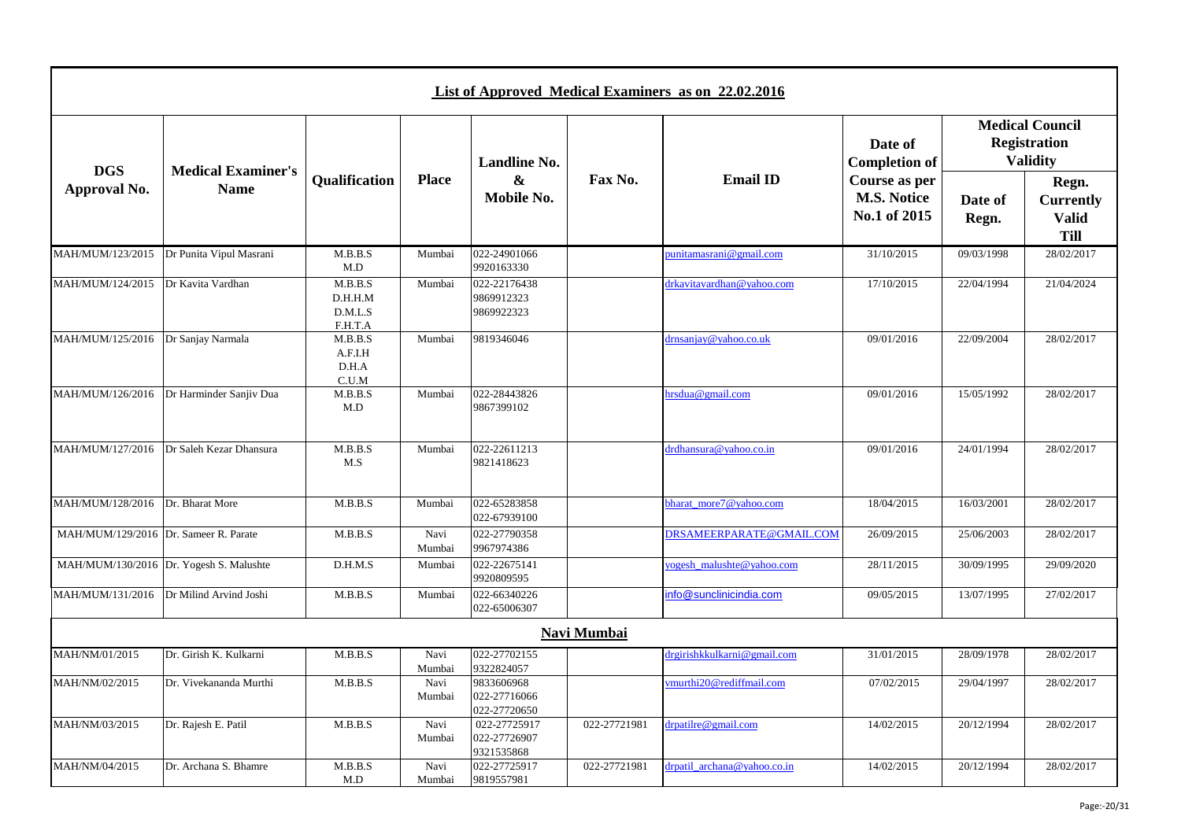## List of Approved Medical Examiners as on 22.02.2016

| DGS Approval No. | Medical Examiner's Name | Qualification | Place | Landline No. & Mobile No. | Fax No. | Email ID | Date of Completion of Course as per M.S. Notice No.1 of 2015 | Medical Council Registration Validity | |
|---|---|---|---|---|---|---|---|---|---|
| | | | | | | | | Date of Regn. | Regn. Currently Valid Till |
| MAH/MUM/123/2015 | Dr Punita Vipul Masrani | M.B.B.S M.D | Mumbai | 022-24901066 9920163330 | | punitamasrani@gmail.com | 31/10/2015 | 09/03/1998 | 28/02/2017 |
| MAH/MUM/124/2015 | Dr Kavita Vardhan | M.B.B.S D.H.H.M D.M.L.S F.H.T.A | Mumbai | 022-22176438 9869912323 9869922323 | | drkavitavardhan@yahoo.com | 17/10/2015 | 22/04/1994 | 21/04/2024 |
| MAH/MUM/125/2016 | Dr Sanjay Narmala | M.B.B.S A.F.I.H D.H.A C.U.M | Mumbai | 9819346046 | | drnsanjay@yahoo.co.uk | 09/01/2016 | 22/09/2004 | 28/02/2017 |
| MAH/MUM/126/2016 | Dr Harminder Sanjiv Dua | M.B.B.S M.D | Mumbai | 022-28443826 9867399102 | | hrsdua@gmail.com | 09/01/2016 | 15/05/1992 | 28/02/2017 |
| MAH/MUM/127/2016 | Dr Saleh Kezar Dhansura | M.B.B.S M.S | Mumbai | 022-22611213 9821418623 | | drdhansura@yahoo.co.in | 09/01/2016 | 24/01/1994 | 28/02/2017 |
| MAH/MUM/128/2016 | Dr. Bharat More | M.B.B.S | Mumbai | 022-65283858 022-67939100 | | bharat_more7@yahoo.com | 18/04/2015 | 16/03/2001 | 28/02/2017 |
| MAH/MUM/129/2016 | Dr. Sameer R. Parate | M.B.B.S | Navi Mumbai | 022-27790358 9967974386 | | DRSAMEERPARATE@GMAIL.COM | 26/09/2015 | 25/06/2003 | 28/02/2017 |
| MAH/MUM/130/2016 | Dr. Yogesh S. Malushte | D.H.M.S | Mumbai | 022-22675141 9920809595 | | yogesh_malushte@yahoo.com | 28/11/2015 | 30/09/1995 | 29/09/2020 |
| MAH/MUM/131/2016 | Dr Milind Arvind Joshi | M.B.B.S | Mumbai | 022-66340226 022-65006307 | | info@sunclinicindia.com | 09/05/2015 | 13/07/1995 | 27/02/2017 |
| **Navi Mumbai** | | | | | | | | | |
| MAH/NM/01/2015 | Dr. Girish K. Kulkarni | M.B.B.S | Navi Mumbai | 022-27702155 9322824057 | | drgirishkkulkarni@gmail.com | 31/01/2015 | 28/09/1978 | 28/02/2017 |
| MAH/NM/02/2015 | Dr. Vivekananda Murthi | M.B.B.S | Navi Mumbai | 9833606968 022-27716066 022-27720650 | | vmurthi20@rediffmail.com | 07/02/2015 | 29/04/1997 | 28/02/2017 |
| MAH/NM/03/2015 | Dr. Rajesh E. Patil | M.B.B.S | Navi Mumbai | 022-27725917 022-27726907 9321535868 | 022-27721981 | drpatilre@gmail.com | 14/02/2015 | 20/12/1994 | 28/02/2017 |
| MAH/NM/04/2015 | Dr. Archana S. Bhamre | M.B.B.S M.D | Navi Mumbai | 022-27725917 9819557981 | 022-27721981 | drpatil_archana@yahoo.co.in | 14/02/2015 | 20/12/1994 | 28/02/2017 |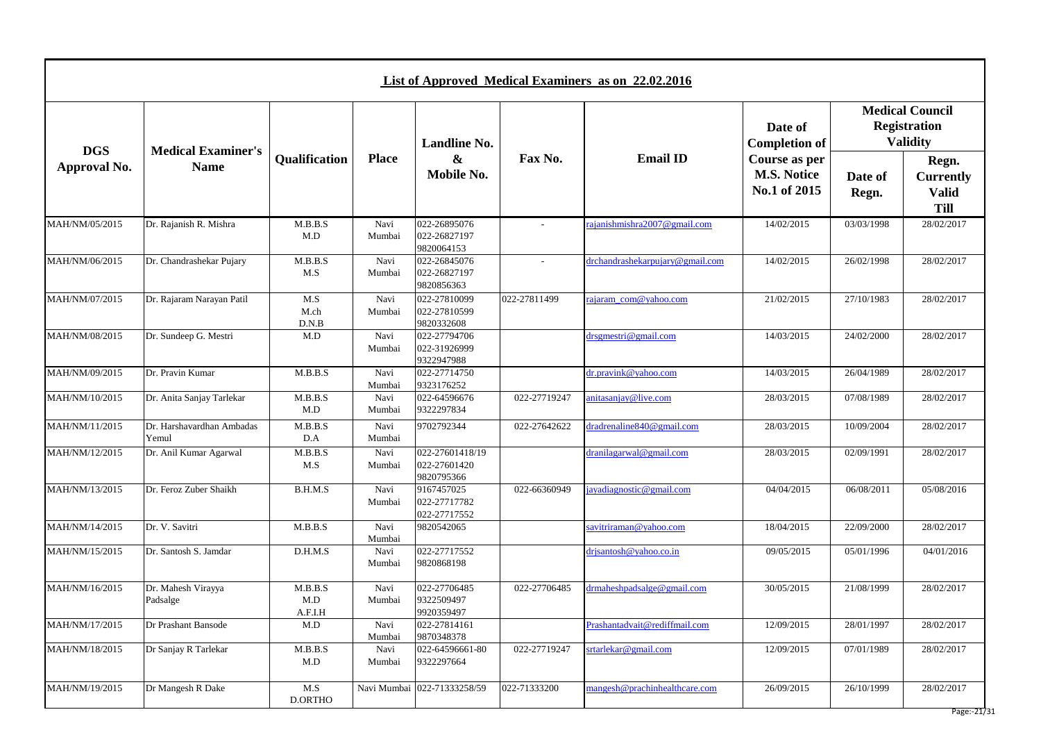## List of Approved Medical Examiners as on 22.02.2016

| DGS Approval No. | Medical Examiner's Name | Qualification | Place | Landline No. & Mobile No. | Fax No. | Email ID | Date of Completion of Course as per M.S. Notice No.1 of 2015 | Medical Council Registration Validity | |
|---|---|---|---|---|---|---|---|---|---|
| | | | | | | | | Date of Regn. | Regn. Currently Valid Till |
| MAH/NM/05/2015 | Dr. Rajanish R. Mishra | M.B.B.S M.D | Navi Mumbai | 022-26895076 022-26827197 9820064153 | - | rajanishmishra2007@gmail.com | 14/02/2015 | 03/03/1998 | 28/02/2017 |
| MAH/NM/06/2015 | Dr. Chandrashekar Pujary | M.B.B.S M.S | Navi Mumbai | 022-26845076 022-26827197 9820856363 | - | drchandrashekarpujary@gmail.com | 14/02/2015 | 26/02/1998 | 28/02/2017 |
| MAH/NM/07/2015 | Dr. Rajaram Narayan Patil | M.S M.ch D.N.B | Navi Mumbai | 022-27810099 022-27810599 9820332608 | 022-27811499 | rajaram_com@yahoo.com | 21/02/2015 | 27/10/1983 | 28/02/2017 |
| MAH/NM/08/2015 | Dr. Sundeep G. Mestri | M.D | Navi Mumbai | 022-27794706 022-31926999 9322947988 | | drsgmestri@gmail.com | 14/03/2015 | 24/02/2000 | 28/02/2017 |
| MAH/NM/09/2015 | Dr. Pravin Kumar | M.B.B.S | Navi Mumbai | 022-27714750 9323176252 | | dr.pravink@yahoo.com | 14/03/2015 | 26/04/1989 | 28/02/2017 |
| MAH/NM/10/2015 | Dr. Anita Sanjay Tarlekar | M.B.B.S M.D | Navi Mumbai | 022-64596676 9322297834 | 022-27719247 | anitasanjay@live.com | 28/03/2015 | 07/08/1989 | 28/02/2017 |
| MAH/NM/11/2015 | Dr. Harshavardhan Ambadas Yemul | M.B.B.S D.A | Navi Mumbai | 9702792344 | 022-27642622 | dradrenaline840@gmail.com | 28/03/2015 | 10/09/2004 | 28/02/2017 |
| MAH/NM/12/2015 | Dr. Anil Kumar Agarwal | M.B.B.S M.S | Navi Mumbai | 022-27601418/19 022-27601420 9820795366 | | dranilagarwal@gmail.com | 28/03/2015 | 02/09/1991 | 28/02/2017 |
| MAH/NM/13/2015 | Dr. Feroz Zuber Shaikh | B.H.M.S | Navi Mumbai | 9167457025 022-27717782 022-27717552 | 022-66360949 | jayadiagnostic@gmail.com | 04/04/2015 | 06/08/2011 | 05/08/2016 |
| MAH/NM/14/2015 | Dr. V. Savitri | M.B.B.S | Navi Mumbai | 9820542065 | | savitriraman@yahoo.com | 18/04/2015 | 22/09/2000 | 28/02/2017 |
| MAH/NM/15/2015 | Dr. Santosh S. Jamdar | D.H.M.S | Navi Mumbai | 022-27717552 9820868198 | | drjsantosh@yahoo.co.in | 09/05/2015 | 05/01/1996 | 04/01/2016 |
| MAH/NM/16/2015 | Dr. Mahesh Virayya Padsalge | M.B.B.S M.D A.F.I.H | Navi Mumbai | 022-27706485 9322509497 9920359497 | 022-27706485 | drmaheshpadsalge@gmail.com | 30/05/2015 | 21/08/1999 | 28/02/2017 |
| MAH/NM/17/2015 | Dr Prashant Bansode | M.D | Navi Mumbai | 022-27814161 9870348378 | | Prashantadvait@rediffmail.com | 12/09/2015 | 28/01/1997 | 28/02/2017 |
| MAH/NM/18/2015 | Dr Sanjay R Tarlekar | M.B.B.S M.D | Navi Mumbai | 022-64596661-80 9322297664 | 022-27719247 | srtarlekar@gmail.com | 12/09/2015 | 07/01/1989 | 28/02/2017 |
| MAH/NM/19/2015 | Dr Mangesh R Dake | M.S D.ORTHO | Navi Mumbai | 022-71333258/59 | 022-71333200 | mangesh@prachinhealthcare.com | 26/09/2015 | 26/10/1999 | 28/02/2017 |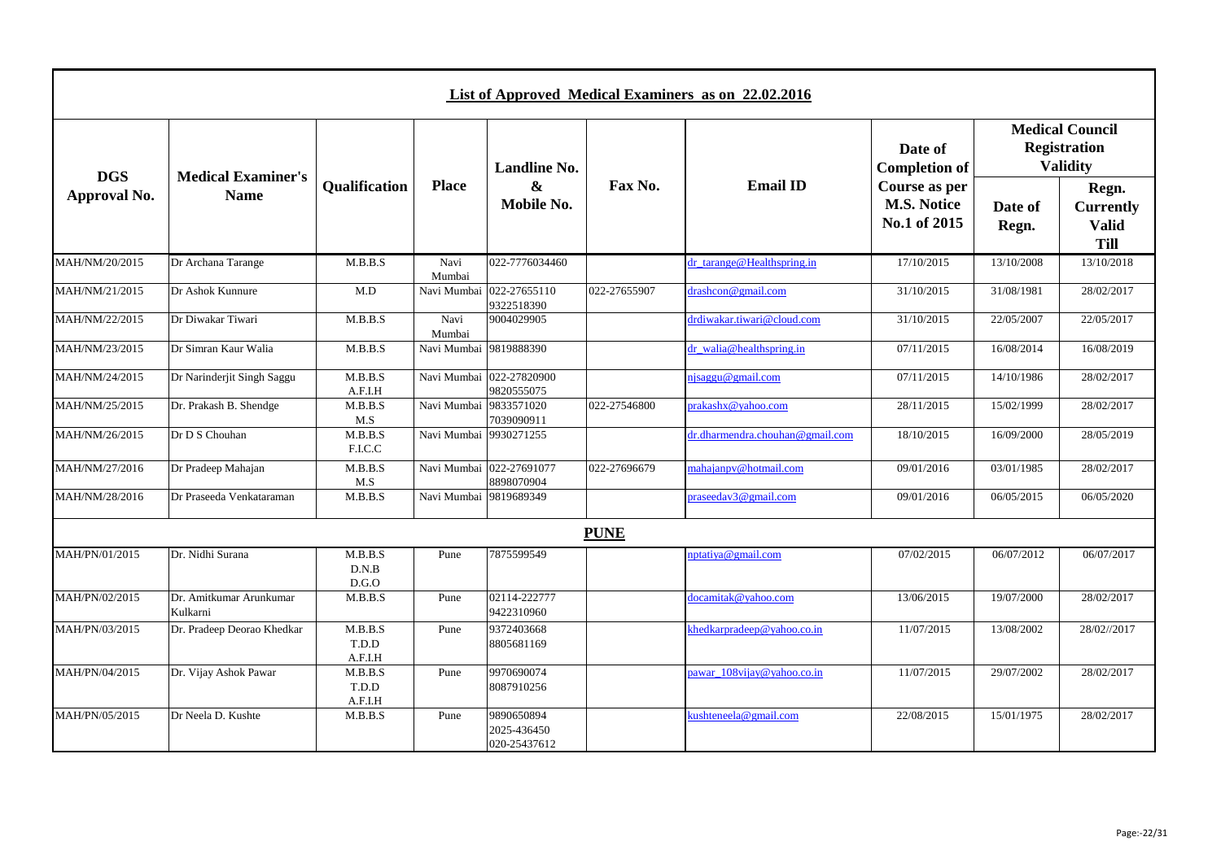## List of Approved Medical Examiners as on 22.02.2016

| DGS Approval No. | Medical Examiner's Name | Qualification | Place | Landline No. & Mobile No. | Fax No. | Email ID | Date of Completion of Course as per M.S. Notice No.1 of 2015 | Medical Council Registration Validity | |
|---|---|---|---|---|---|---|---|---|---|
| | | | | | | | | Date of Regn. | Regn. Currently Valid Till |
| MAH/NM/20/2015 | Dr Archana Tarange | M.B.B.S | Navi Mumbai | 022-7776034460 | | dr_tarange@Healthspring.in | 17/10/2015 | 13/10/2008 | 13/10/2018 |
| MAH/NM/21/2015 | Dr Ashok Kunnure | M.D | Navi Mumbai | 022-27655110 9322518390 | 022-27655907 | drashcon@gmail.com | 31/10/2015 | 31/08/1981 | 28/02/2017 |
| MAH/NM/22/2015 | Dr Diwakar Tiwari | M.B.B.S | Navi Mumbai | 9004029905 | | drdiwakar.tiwari@cloud.com | 31/10/2015 | 22/05/2007 | 22/05/2017 |
| MAH/NM/23/2015 | Dr Simran Kaur Walia | M.B.B.S | Navi Mumbai | 9819888390 | | dr_walia@healthspring.in | 07/11/2015 | 16/08/2014 | 16/08/2019 |
| MAH/NM/24/2015 | Dr Narinderjit Singh Saggu | M.B.B.S A.F.I.H | Navi Mumbai | 022-27820900 9820555075 | | njsaggu@gmail.com | 07/11/2015 | 14/10/1986 | 28/02/2017 |
| MAH/NM/25/2015 | Dr. Prakash B. Shendge | M.B.B.S M.S | Navi Mumbai | 9833571020 7039090911 | 022-27546800 | prakashx@yahoo.com | 28/11/2015 | 15/02/1999 | 28/02/2017 |
| MAH/NM/26/2015 | Dr D S Chouhan | M.B.B.S F.I.C.C | Navi Mumbai | 9930271255 | | dr.dharmendra.chouhan@gmail.com | 18/10/2015 | 16/09/2000 | 28/05/2019 |
| MAH/NM/27/2016 | Dr Pradeep Mahajan | M.B.B.S M.S | Navi Mumbai | 022-27691077 8898070904 | 022-27696679 | mahajanpv@hotmail.com | 09/01/2016 | 03/01/1985 | 28/02/2017 |
| MAH/NM/28/2016 | Dr Praseeda Venkataraman | M.B.B.S | Navi Mumbai | 9819689349 | | praseedav3@gmail.com | 09/01/2016 | 06/05/2015 | 06/05/2020 |
| | | | | | **PUNE** | | | | |
| MAH/PN/01/2015 | Dr. Nidhi Surana | M.B.B.S D.N.B D.G.O | Pune | 7875599549 | | nptatiya@gmail.com | 07/02/2015 | 06/07/2012 | 06/07/2017 |
| MAH/PN/02/2015 | Dr. Amitkumar Arunkumar Kulkarni | M.B.B.S | Pune | 02114-222777 9422310960 | | docamitak@yahoo.com | 13/06/2015 | 19/07/2000 | 28/02/2017 |
| MAH/PN/03/2015 | Dr. Pradeep Deorao Khedkar | M.B.B.S T.D.D A.F.I.H | Pune | 9372403668 8805681169 | | khedkarpradeep@yahoo.co.in | 11/07/2015 | 13/08/2002 | 28/02//2017 |
| MAH/PN/04/2015 | Dr. Vijay Ashok Pawar | M.B.B.S T.D.D A.F.I.H | Pune | 9970690074 8087910256 | | pawar_108vijay@yahoo.co.in | 11/07/2015 | 29/07/2002 | 28/02/2017 |
| MAH/PN/05/2015 | Dr Neela D. Kushte | M.B.B.S | Pune | 9890650894 2025-436450 020-25437612 | | kushteneela@gmail.com | 22/08/2015 | 15/01/1975 | 28/02/2017 |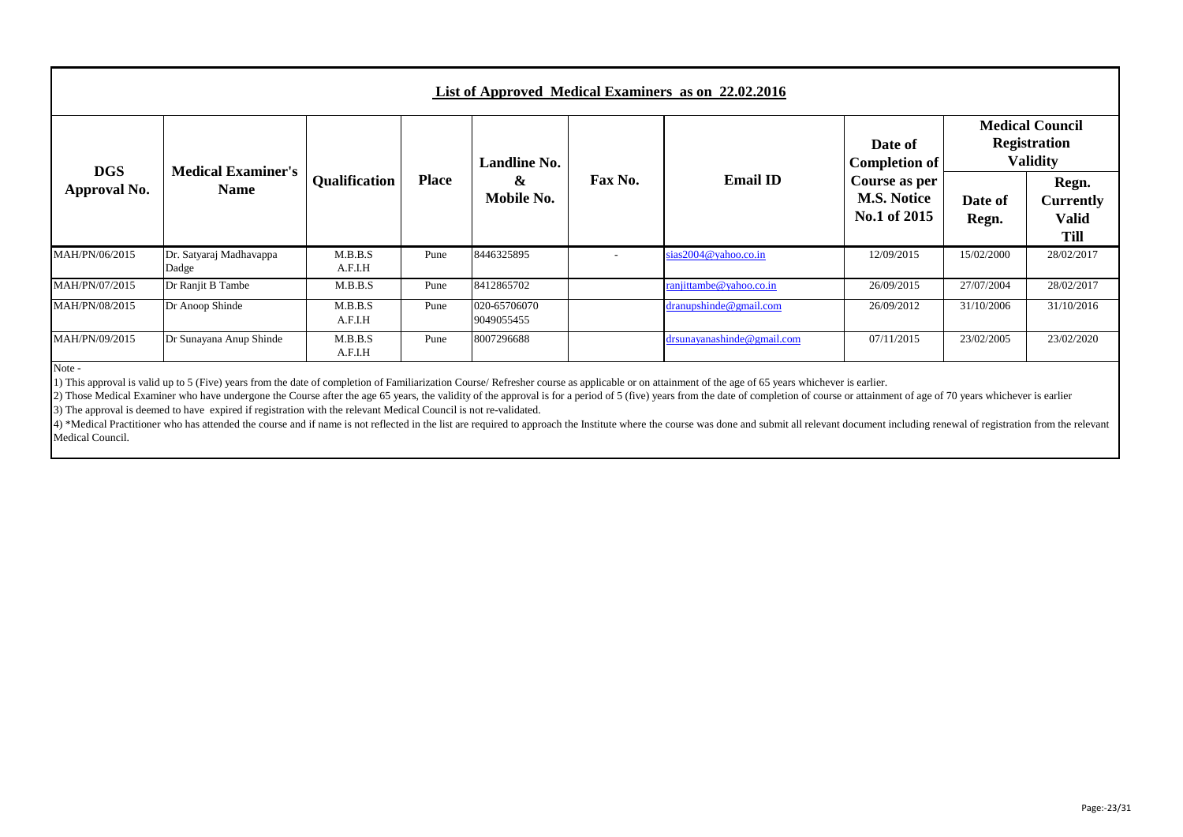## List of Approved Medical Examiners as on 22.02.2016

| DGS Approval No. | Medical Examiner's Name | Qualification | Place | Landline No. & Mobile No. | Fax No. | Email ID | Date of Completion of Course as per M.S. Notice No.1 of 2015 | Medical Council Registration Validity | |
|---|---|---|---|---|---|---|---|---|---|
| | | | | | | | | Date of Regn. | Regn. Currently Valid Till |
| MAH/PN/06/2015 | Dr. Satyaraj Madhavappa Dadge | M.B.B.S A.F.I.H | Pune | 8446325895 | - | sias2004@yahoo.co.in | 12/09/2015 | 15/02/2000 | 28/02/2017 |
| MAH/PN/07/2015 | Dr Ranjit B Tambe | M.B.B.S | Pune | 8412865702 | | ranjittambe@yahoo.co.in | 26/09/2015 | 27/07/2004 | 28/02/2017 |
| MAH/PN/08/2015 | Dr Anoop Shinde | M.B.B.S A.F.I.H | Pune | 020-65706070 9049055455 | | dranupshinde@gmail.com | 26/09/2012 | 31/10/2006 | 31/10/2016 |
| MAH/PN/09/2015 | Dr Sunayana Anup Shinde | M.B.B.S A.F.I.H | Pune | 8007296688 | | drsunayanashinde@gmail.com | 07/11/2015 | 23/02/2005 | 23/02/2020 |

Note -

1) This approval is valid up to 5 (Five) years from the date of completion of Familiarization Course/ Refresher course as applicable or on attainment of the age of 65 years whichever is earlier.

2) Those Medical Examiner who have undergone the Course after the age 65 years, the validity of the approval is for a period of 5 (five) years from the date of completion of course or attainment of age of 70 years whichever is earlier

3) The approval is deemed to have expired if registration with the relevant Medical Council is not re-validated.

4) *Medical Practitioner who has attended the course and if name is not reflected in the list are required to approach the Institute where the course was done and submit all relevant document including renewal of registration from the relevant Medical Council.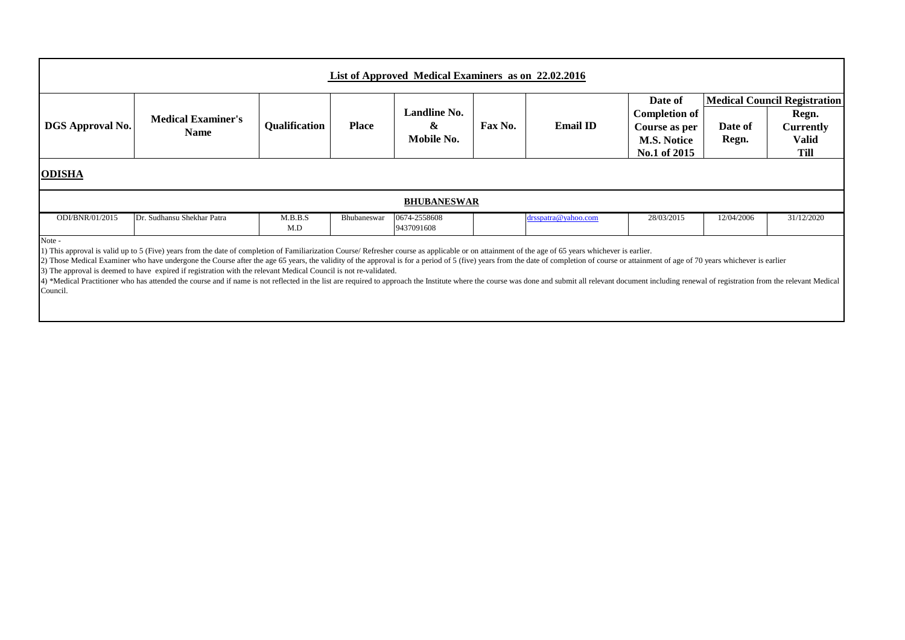## List of Approved Medical Examiners as on 22.02.2016

| DGS Approval No. | Medical Examiner's Name | Qualification | Place | Landline No. & Mobile No. | Fax No. | Email ID | Date of Completion of Course as per M.S. Notice No.1 of 2015 | Medical Council Registration | |
|---|---|---|---|---|---|---|---|---|---|
| | | | | | | | | Date of Regn. | Regn. Currently Valid Till |
| **ODISHA** | | | | | | | | | |
| | | | | **BHUBANESWAR** | | | | | |
| ODI/BNR/01/2015 | Dr. Sudhansu Shekhar Patra | M.B.B.S M.D | Bhubaneswar | 0674-2558608 9437091608 | | drsspatra@yahoo.com | 28/03/2015 | 12/04/2006 | 31/12/2020 |

Note -

1) This approval is valid up to 5 (Five) years from the date of completion of Familiarization Course/ Refresher course as applicable or on attainment of the age of 65 years whichever is earlier.

2) Those Medical Examiner who have undergone the Course after the age 65 years, the validity of the approval is for a period of 5 (five) years from the date of completion of course or attainment of age of 70 years whichever is earlier

3) The approval is deemed to have expired if registration with the relevant Medical Council is not re-validated.

4) *Medical Practitioner who has attended the course and if name is not reflected in the list are required to approach the Institute where the course was done and submit all relevant document including renewal of registration from the relevant Medical Council.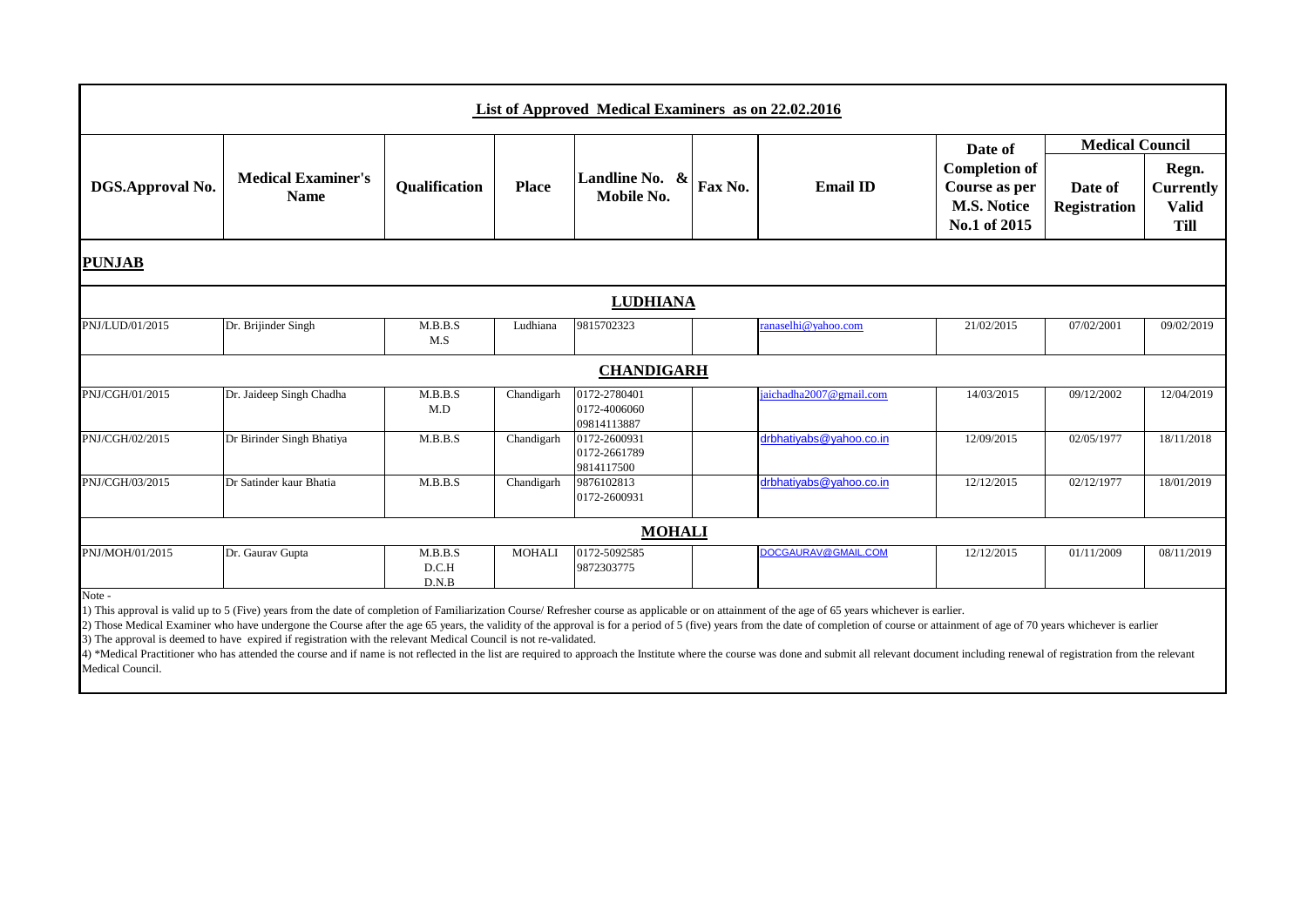## List of Approved Medical Examiners as on 22.02.2016

| DGS.Approval No. | Medical Examiner's Name | Qualification | Place | Landline No. & Mobile No. | Fax No. | Email ID | Date of Completion of Course as per M.S. Notice No.1 of 2015 | Medical Council | |
|---|---|---|---|---|---|---|---|---|---|
| | | | | | | | | Date of Registration | Regn. Currently Valid Till |
| **PUNJAB** | | | | | | | | | |
| **LUDHIANA** | | | | | | | | | |
| PNJ/LUD/01/2015 | Dr. Brijinder Singh | M.B.B.S M.S | Ludhiana | 9815702323 | | ranaselhi@yahoo.com | 21/02/2015 | 07/02/2001 | 09/02/2019 |
| **CHANDIGARH** | | | | | | | | | |
| PNJ/CGH/01/2015 | Dr. Jaideep Singh Chadha | M.B.B.S M.D | Chandigarh | 0172-2780401 0172-4006060 09814113887 | | jaichadha2007@gmail.com | 14/03/2015 | 09/12/2002 | 12/04/2019 |
| PNJ/CGH/02/2015 | Dr Birinder Singh Bhatiya | M.B.B.S | Chandigarh | 0172-2600931 0172-2661789 9814117500 | | drbhatiyabs@yahoo.co.in | 12/09/2015 | 02/05/1977 | 18/11/2018 |
| PNJ/CGH/03/2015 | Dr Satinder kaur Bhatia | M.B.B.S | Chandigarh | 9876102813 0172-2600931 | | drbhatiyabs@yahoo.co.in | 12/12/2015 | 02/12/1977 | 18/01/2019 |
| **MOHALI** | | | | | | | | | |
| PNJ/MOH/01/2015 | Dr. Gaurav Gupta | M.B.B.S D.C.H D.N.B | MOHALI | 0172-5092585 9872303775 | | DOCGAURAV@GMAIL.COM | 12/12/2015 | 01/11/2009 | 08/11/2019 |

Note -

1) This approval is valid up to 5 (Five) years from the date of completion of Familiarization Course/ Refresher course as applicable or on attainment of the age of 65 years whichever is earlier.

2) Those Medical Examiner who have undergone the Course after the age 65 years, the validity of the approval is for a period of 5 (five) years from the date of completion of course or attainment of age of 70 years whichever is earlier

3) The approval is deemed to have expired if registration with the relevant Medical Council is not re-validated.

4) *Medical Practitioner who has attended the course and if name is not reflected in the list are required to approach the Institute where the course was done and submit all relevant document including renewal of registration from the relevant Medical Council.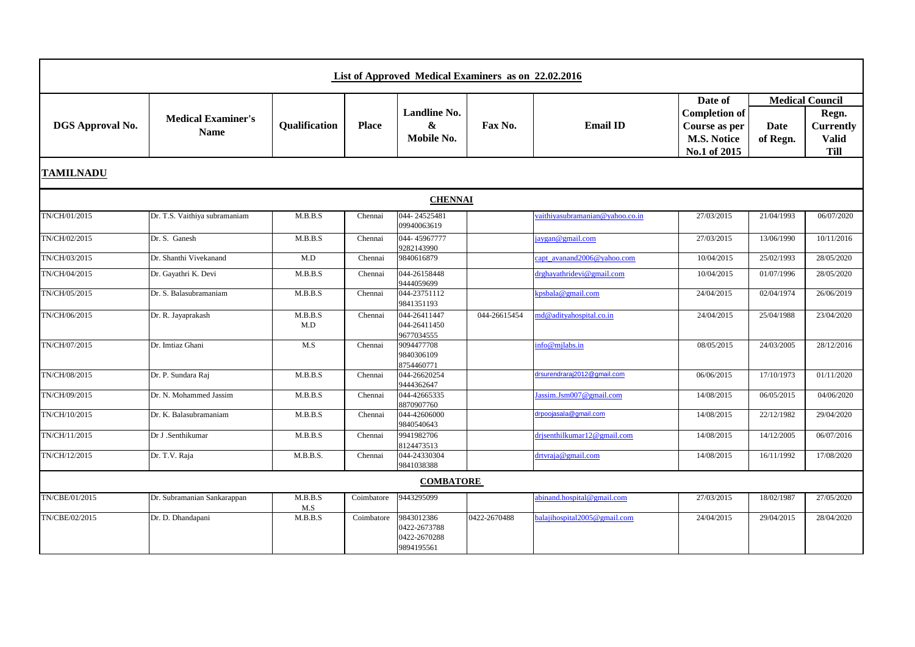**List of Approved Medical Examiners as on 22.02.2016**

| DGS Approval No. | Medical Examiner's Name | Qualification | Place | Landline No. & Mobile No. | Fax No. | Email ID | Date of Completion of Course as per M.S. Notice No.1 of 2015 | Medical Council | |
|---|---|---|---|---|---|---|---|---|---|
| | | | | | | | | Date of Regn. | Regn. Currently Valid Till |
| **TAMILNADU** | | | | | | | | | |
| | | | | **CHENNAI** | | | | | |
| TN/CH/01/2015 | Dr. T.S. Vaithiya subramaniam | M.B.B.S | Chennai | 044- 24525481 09940063619 | | vaithiyasubramanian@yahoo.co.in | 27/03/2015 | 21/04/1993 | 06/07/2020 |
| TN/CH/02/2015 | Dr. S. Ganesh | M.B.B.S | Chennai | 044- 45967777 9282143990 | | jaygan@gmail.com | 27/03/2015 | 13/06/1990 | 10/11/2016 |
| TN/CH/03/2015 | Dr. Shanthi Vivekanand | M.D | Chennai | 9840616879 | | capt_avanand2006@yahoo.com | 10/04/2015 | 25/02/1993 | 28/05/2020 |
| TN/CH/04/2015 | Dr. Gayathri K. Devi | M.B.B.S | Chennai | 044-26158448 9444059699 | | drghayathridevi@gmail.com | 10/04/2015 | 01/07/1996 | 28/05/2020 |
| TN/CH/05/2015 | Dr. S. Balasubramaniam | M.B.B.S | Chennai | 044-23751112 9841351193 | | kpsbala@gmail.com | 24/04/2015 | 02/04/1974 | 26/06/2019 |
| TN/CH/06/2015 | Dr. R. Jayaprakash | M.B.B.S M.D | Chennai | 044-26411447 044-26411450 9677034555 | 044-26615454 | md@adityahospital.co.in | 24/04/2015 | 25/04/1988 | 23/04/2020 |
| TN/CH/07/2015 | Dr. Imtiaz Ghani | M.S | Chennai | 9094477708 9840306109 8754460771 | | info@mjlabs.in | 08/05/2015 | 24/03/2005 | 28/12/2016 |
| TN/CH/08/2015 | Dr. P. Sundara Raj | M.B.B.S | Chennai | 044-26620254 9444362647 | | drsurendraraj2012@gmail.com | 06/06/2015 | 17/10/1973 | 01/11/2020 |
| TN/CH/09/2015 | Dr. N. Mohammed Jassim | M.B.B.S | Chennai | 044-42665335 8870907760 | | Jassim.Jsm007@gmail.com | 14/08/2015 | 06/05/2015 | 04/06/2020 |
| TN/CH/10/2015 | Dr. K. Balasubramaniam | M.B.B.S | Chennai | 044-42606000 9840540643 | | drpoojasala@gmail.com | 14/08/2015 | 22/12/1982 | 29/04/2020 |
| TN/CH/11/2015 | Dr J .Senthikumar | M.B.B.S | Chennai | 9941982706 8124473513 | | drjsenthilkumar12@gmail.com | 14/08/2015 | 14/12/2005 | 06/07/2016 |
| TN/CH/12/2015 | Dr. T.V. Raja | M.B.B.S. | Chennai | 044-24330304 9841038388 | | drtvraja@gmail.com | 14/08/2015 | 16/11/1992 | 17/08/2020 |
| | | | | **COMBATORE** | | | | | |
| TN/CBE/01/2015 | Dr. Subramanian Sankarappan | M.B.B.S M.S | Coimbatore | 9443295099 | | abinand.hospital@gmail.com | 27/03/2015 | 18/02/1987 | 27/05/2020 |
| TN/CBE/02/2015 | Dr. D. Dhandapani | M.B.B.S | Coimbatore | 9843012386 0422-2673788 0422-2670288 9894195561 | 0422-2670488 | balajihospital2005@gmail.com | 24/04/2015 | 29/04/2015 | 28/04/2020 |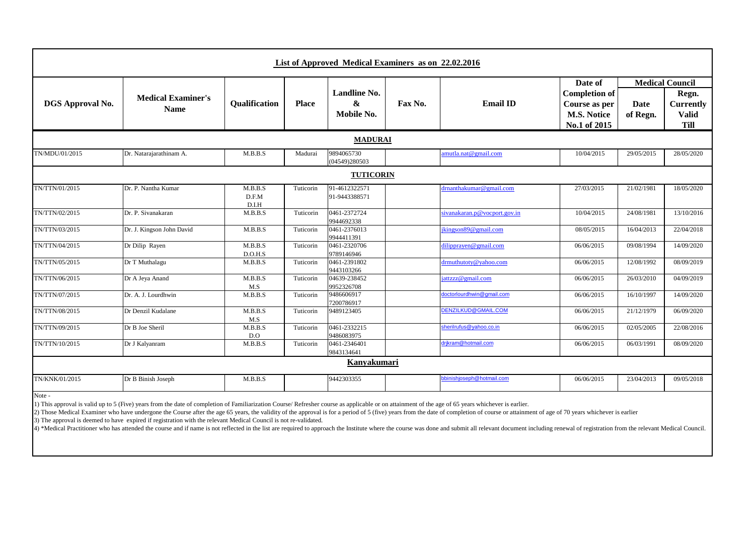**List of Approved Medical Examiners as on 22.02.2016**

| DGS Approval No. | Medical Examiner's Name | Qualification | Place | Landline No. & Mobile No. | Fax No. | Email ID | Date of Completion of Course as per M.S. Notice No.1 of 2015 | Medical Council | |
|---|---|---|---|---|---|---|---|---|---|
| | | | | | | | | Date of Regn. | Regn. Currently Valid Till |
| **MADURAI** | | | | | | | | | |
| TN/MDU/01/2015 | Dr. Natarajarathinam A. | M.B.B.S | Madurai | 9894065730 (04549)280503 | | amutla.nat@gmail.com | 10/04/2015 | 29/05/2015 | 28/05/2020 |
| **TUTICORIN** | | | | | | | | | |
| TN/TTN/01/2015 | Dr. P. Nantha Kumar | M.B.B.S D.F.M D.I.H | Tuticorin | 91-4612322571 91-9443388571 | | drnanthakumar@gmail.com | 27/03/2015 | 21/02/1981 | 18/05/2020 |
| TN/TTN/02/2015 | Dr. P. Sivanakaran | M.B.B.S | Tuticorin | 0461-2372724 9944692338 | | sivanakaran.p@vocport.gov.in | 10/04/2015 | 24/08/1981 | 13/10/2016 |
| TN/TTN/03/2015 | Dr. J. Kingson John David | M.B.B.S | Tuticorin | 0461-2376013 9944411391 | | jkingson89@gmail.com | 08/05/2015 | 16/04/2013 | 22/04/2018 |
| TN/TTN/04/2015 | Dr Dilip Rayen | M.B.B.S D.O.H.S | Tuticorin | 0461-2320706 9789146946 | | dilipprayen@gmail.com | 06/06/2015 | 09/08/1994 | 14/09/2020 |
| TN/TTN/05/2015 | Dr T Muthalagu | M.B.B.S | Tuticorin | 0461-2391802 9443103266 | | drmuthutoty@yahoo.com | 06/06/2015 | 12/08/1992 | 08/09/2019 |
| TN/TTN/06/2015 | Dr A Jeya Anand | M.B.B.S M.S | Tuticorin | 04639-238452 9952326708 | | jattzzz@gmail.com | 06/06/2015 | 26/03/2010 | 04/09/2019 |
| TN/TTN/07/2015 | Dr. A. J. Lourdhwin | M.B.B.S | Tuticorin | 9486606917 7200786917 | | doctorlourdhwin@gmail.com | 06/06/2015 | 16/10/1997 | 14/09/2020 |
| TN/TTN/08/2015 | Dr Denzil Kudalane | M.B.B.S M.S | Tuticorin | 9489123405 | | DENZILKUD@GMAIL.COM | 06/06/2015 | 21/12/1979 | 06/09/2020 |
| TN/TTN/09/2015 | Dr B Joe Sheril | M.B.B.S D.O | Tuticorin | 0461-2332215 9486083975 | | sherilrufus@yahoo.co.in | 06/06/2015 | 02/05/2005 | 22/08/2016 |
| TN/TTN/10/2015 | Dr J Kalyanram | M.B.B.S | Tuticorin | 0461-2346401 9843134641 | | drjkram@hotmail.com | 06/06/2015 | 06/03/1991 | 08/09/2020 |
| **Kanyakumari** | | | | | | | | | |
| TN/KNK/01/2015 | Dr B Binish Joseph | M.B.B.S | | 9442303355 | | bbinishjoseph@hotmail.com | 06/06/2015 | 23/04/2013 | 09/05/2018 |

Note -

1) This approval is valid up to 5 (Five) years from the date of completion of Familiarization Course/ Refresher course as applicable or on attainment of the age of 65 years whichever is earlier.

2) Those Medical Examiner who have undergone the Course after the age 65 years, the validity of the approval is for a period of 5 (five) years from the date of completion of course or attainment of age of 70 years whichever is earlier

3) The approval is deemed to have expired if registration with the relevant Medical Council is not re-validated.

4) *Medical Practitioner who has attended the course and if name is not reflected in the list are required to approach the Institute where the course was done and submit all relevant document including renewal of registration from the relevant Medical Council.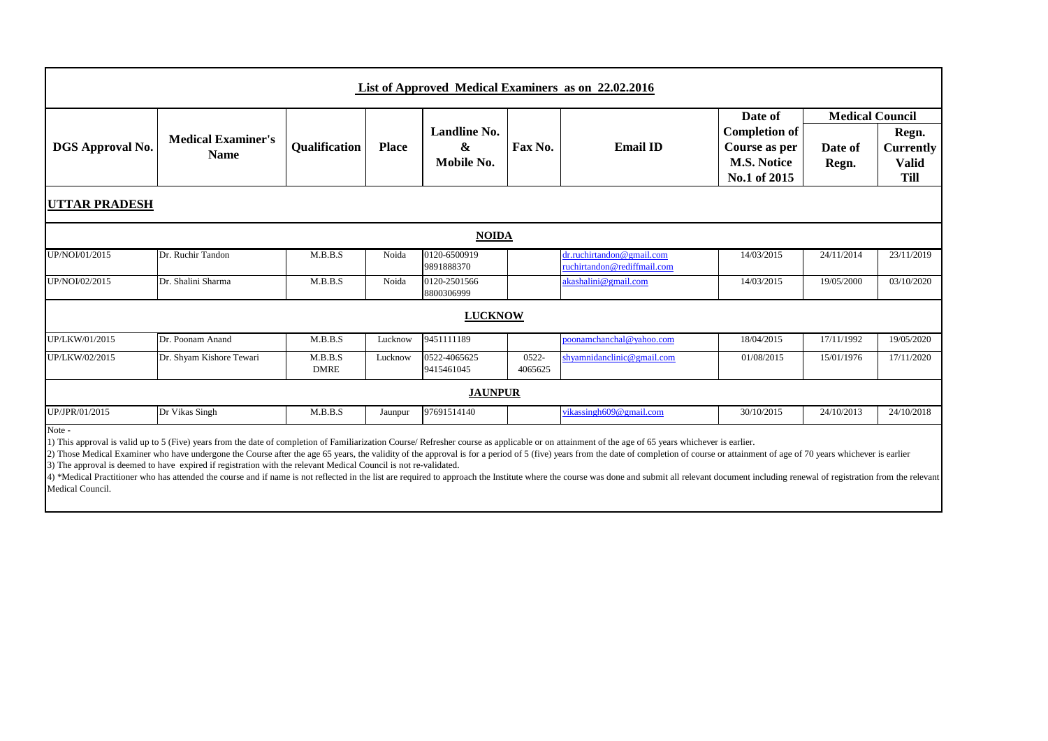## List of Approved Medical Examiners as on 22.02.2016

| DGS Approval No. | Medical Examiner's Name | Qualification | Place | Landline No. & Mobile No. | Fax No. | Email ID | Date of Completion of Course as per M.S. Notice No.1 of 2015 | Medical Council | |
|---|---|---|---|---|---|---|---|---|---|
| | | | | | | | | Date of Regn. | Regn. Currently Valid Till |
| **UTTAR PRADESH** | | | | | | | | | |
| **NOIDA** | | | | | | | | | |
| UP/NOI/01/2015 | Dr. Ruchir Tandon | M.B.B.S | Noida | 0120-6500919 9891888370 | | dr.ruchirtandon@gmail.com ruchirtandon@rediffmail.com | 14/03/2015 | 24/11/2014 | 23/11/2019 |
| UP/NOI/02/2015 | Dr. Shalini Sharma | M.B.B.S | Noida | 0120-2501566 8800306999 | | akashalini@gmail.com | 14/03/2015 | 19/05/2000 | 03/10/2020 |
| **LUCKNOW** | | | | | | | | | |
| UP/LKW/01/2015 | Dr. Poonam Anand | M.B.B.S | Lucknow | 9451111189 | | poonamchanchal@yahoo.com | 18/04/2015 | 17/11/1992 | 19/05/2020 |
| UP/LKW/02/2015 | Dr. Shyam Kishore Tewari | M.B.B.S DMRE | Lucknow | 0522-4065625 9415461045 | 0522-4065625 | shyamnidanclinic@gmail.com | 01/08/2015 | 15/01/1976 | 17/11/2020 |
| **JAUNPUR** | | | | | | | | | |
| UP/JPR/01/2015 | Dr Vikas Singh | M.B.B.S | Jaunpur | 97691514140 | | vikassingh609@gmail.com | 30/10/2015 | 24/10/2013 | 24/10/2018 |

Note -

1) This approval is valid up to 5 (Five) years from the date of completion of Familiarization Course/ Refresher course as applicable or on attainment of the age of 65 years whichever is earlier.

2) Those Medical Examiner who have undergone the Course after the age 65 years, the validity of the approval is for a period of 5 (five) years from the date of completion of course or attainment of age of 70 years whichever is earlier

3) The approval is deemed to have expired if registration with the relevant Medical Council is not re-validated.

4) *Medical Practitioner who has attended the course and if name is not reflected in the list are required to approach the Institute where the course was done and submit all relevant document including renewal of registration from the relevant Medical Council.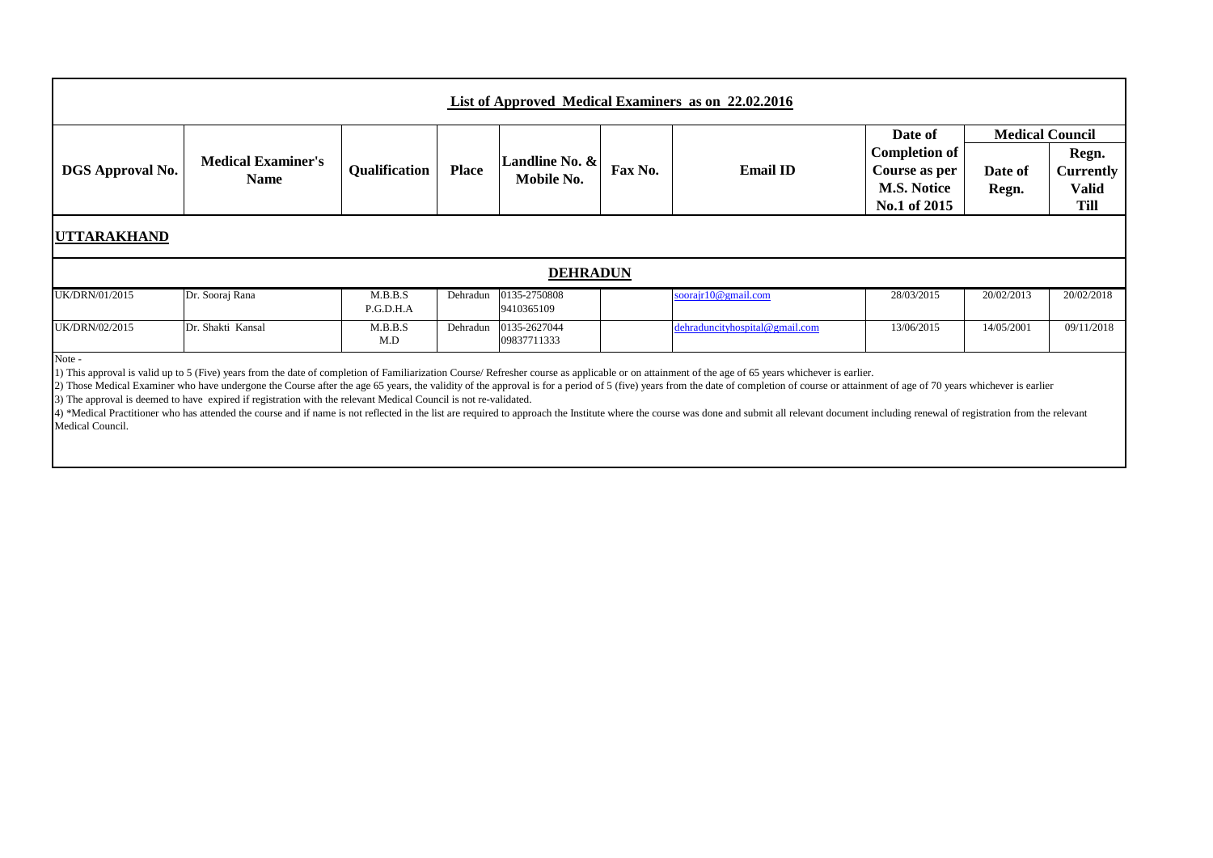## List of Approved Medical Examiners as on 22.02.2016

| DGS Approval No. | Medical Examiner's Name | Qualification | Place | Landline No. & Mobile No. | Fax No. | Email ID | Date of Completion of Course as per M.S. Notice No.1 of 2015 | Medical Council | |
|---|---|---|---|---|---|---|---|---|---|
| | | | | | | | | Date of Regn. | Regn. Currently Valid Till |
| **UTTARAKHAND** | | | | | | | | | |
| **DEHRADUN** | | | | | | | | | |
| UK/DRN/01/2015 | Dr. Sooraj Rana | M.B.B.S P.G.D.H.A | Dehradun | 0135-2750808 9410365109 | | soorajr10@gmail.com | 28/03/2015 | 20/02/2013 | 20/02/2018 |
| UK/DRN/02/2015 | Dr. Shakti Kansal | M.B.B.S M.D | Dehradun | 0135-2627044 09837711333 | | dehraduncityhospital@gmail.com | 13/06/2015 | 14/05/2001 | 09/11/2018 |

Note -

1) This approval is valid up to 5 (Five) years from the date of completion of Familiarization Course/ Refresher course as applicable or on attainment of the age of 65 years whichever is earlier.

2) Those Medical Examiner who have undergone the Course after the age 65 years, the validity of the approval is for a period of 5 (five) years from the date of completion of course or attainment of age of 70 years whichever is earlier

3) The approval is deemed to have expired if registration with the relevant Medical Council is not re-validated.

4) *Medical Practitioner who has attended the course and if name is not reflected in the list are required to approach the Institute where the course was done and submit all relevant document including renewal of registration from the relevant Medical Council.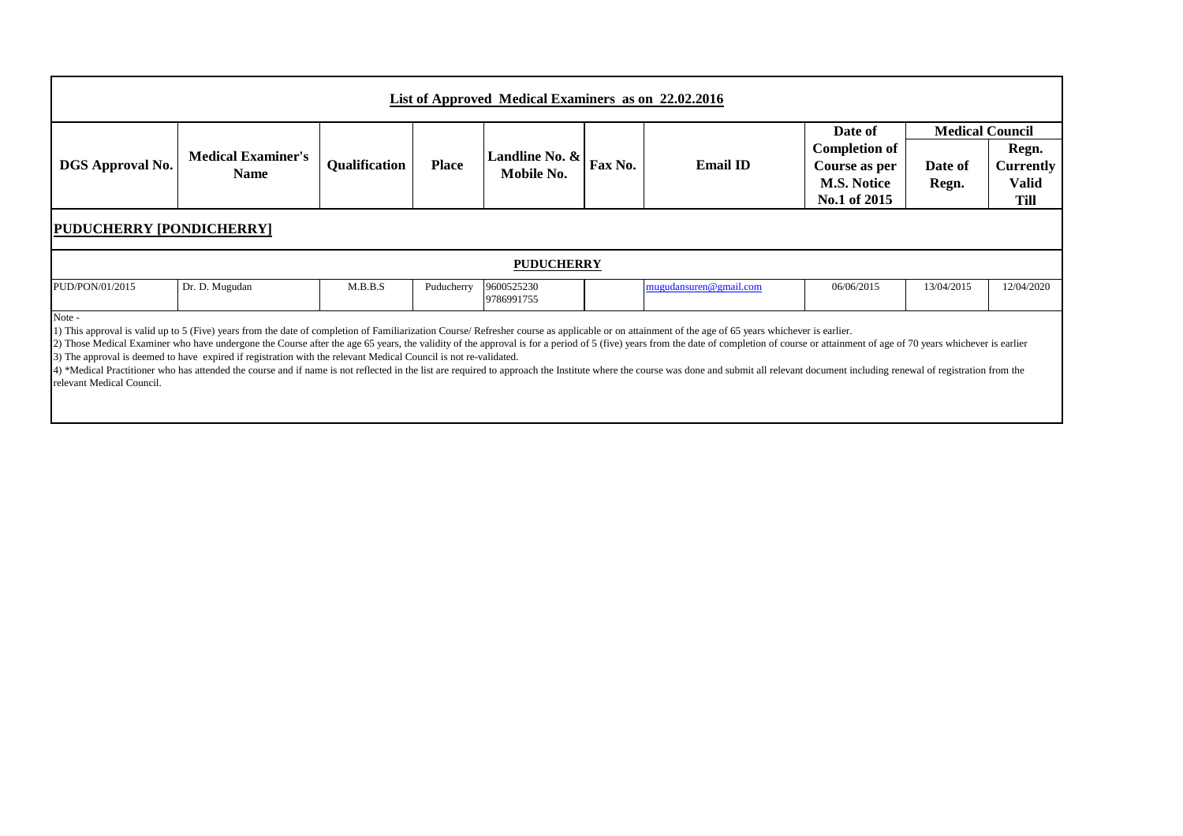## List of Approved Medical Examiners as on 22.02.2016

| DGS Approval No. | Medical Examiner's Name | Qualification | Place | Landline No. & Mobile No. | Fax No. | Email ID | Date of Completion of Course as per M.S. Notice No.1 of 2015 | Medical Council | |
|---|---|---|---|---|---|---|---|---|---|
| | | | | | | | | Date of Regn. | Regn. Currently Valid Till |
| **PUDUCHERRY [PONDICHERRY]** | | | | | | | | | |
| **PUDUCHERRY** | | | | | | | | | |
| PUD/PON/01/2015 | Dr. D. Mugudan | M.B.B.S | Puducherry | 9600525230 9786991755 | | mugudansuren@gmail.com | 06/06/2015 | 13/04/2015 | 12/04/2020 |

Note -

1) This approval is valid up to 5 (Five) years from the date of completion of Familiarization Course/ Refresher course as applicable or on attainment of the age of 65 years whichever is earlier.

2) Those Medical Examiner who have undergone the Course after the age 65 years, the validity of the approval is for a period of 5 (five) years from the date of completion of course or attainment of age of 70 years whichever is earlier

3) The approval is deemed to have expired if registration with the relevant Medical Council is not re-validated.

4) *Medical Practitioner who has attended the course and if name is not reflected in the list are required to approach the Institute where the course was done and submit all relevant document including renewal of registration from the relevant Medical Council.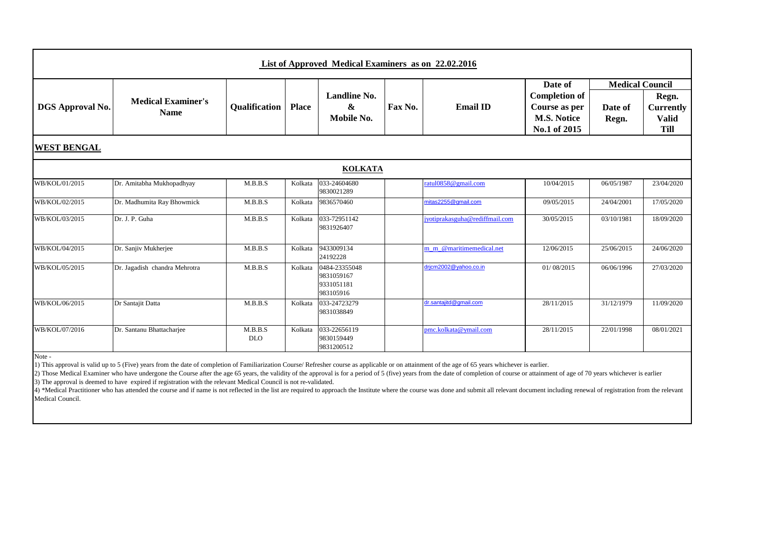## List of Approved Medical Examiners as on 22.02.2016

| DGS Approval No. | Medical Examiner's Name | Qualification | Place | Landline No. & Mobile No. | Fax No. | Email ID | Date of Completion of Course as per M.S. Notice No.1 of 2015 | Medical Council | |
|---|---|---|---|---|---|---|---|---|---|
| | | | | | | | | Date of Regn. | Regn. Currently Valid Till |

### WEST BENGAL

#### KOLKATA

| DGS Approval No. | Medical Examiner's Name | Qualification | Place | Landline No. & Mobile No. | Fax No. | Email ID | Date of Completion of Course as per M.S. Notice No.1 of 2015 | Date of Regn. | Regn. Currently Valid Till |
|---|---|---|---|---|---|---|---|---|---|
| WB/KOL/01/2015 | Dr. Amitabha Mukhopadhyay | M.B.B.S | Kolkata | 033-24604680 9830021289 | | ratul0858@gmail.com | 10/04/2015 | 06/05/1987 | 23/04/2020 |
| WB/KOL/02/2015 | Dr. Madhumita Ray Bhowmick | M.B.B.S | Kolkata | 9836570460 | | mitas2255@gmail.com | 09/05/2015 | 24/04/2001 | 17/05/2020 |
| WB/KOL/03/2015 | Dr. J. P. Guha | M.B.B.S | Kolkata | 033-72951142 9831926407 | | jyotiprakasguha@rediffmail.com | 30/05/2015 | 03/10/1981 | 18/09/2020 |
| WB/KOL/04/2015 | Dr. Sanjiv Mukherjee | M.B.B.S | Kolkata | 9433009134 24192228 | | m_m_@maritimemedical.net | 12/06/2015 | 25/06/2015 | 24/06/2020 |
| WB/KOL/05/2015 | Dr. Jagadish chandra Mehrotra | M.B.B.S | Kolkata | 0484-23355048 9831059167 9331051181 983105916 | | drjcm2002@yahoo.co.in | 01/ 08/2015 | 06/06/1996 | 27/03/2020 |
| WB/KOL/06/2015 | Dr Santajit Datta | M.B.B.S | Kolkata | 033-24723279 9831038849 | | dr.santajitd@gmail.com | 28/11/2015 | 31/12/1979 | 11/09/2020 |
| WB/KOL/07/2016 | Dr. Santanu Bhattacharjee | M.B.B.S DLO | Kolkata | 033-22656119 9830159449 9831200512 | | pmc.kolkata@ymail.com | 28/11/2015 | 22/01/1998 | 08/01/2021 |

Note -

1) This approval is valid up to 5 (Five) years from the date of completion of Familiarization Course/ Refresher course as applicable or on attainment of the age of 65 years whichever is earlier.

2) Those Medical Examiner who have undergone the Course after the age 65 years, the validity of the approval is for a period of 5 (five) years from the date of completion of course or attainment of age of 70 years whichever is earlier

3) The approval is deemed to have expired if registration with the relevant Medical Council is not re-validated.

4) *Medical Practitioner who has attended the course and if name is not reflected in the list are required to approach the Institute where the course was done and submit all relevant document including renewal of registration from the relevant Medical Council.